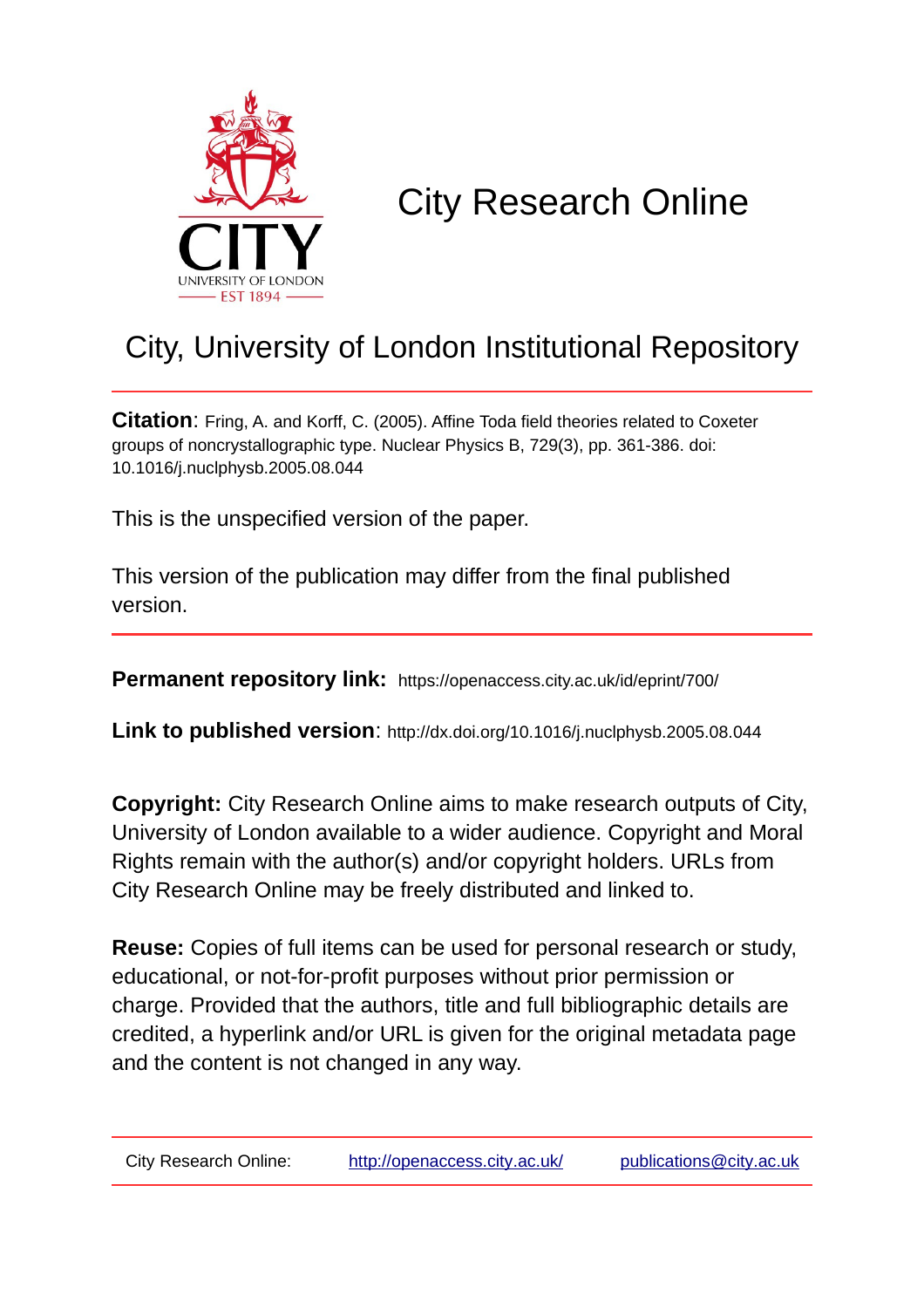# City Research Online

## City, University of London Institutional Repository

**Citation**: Fring, A. and Korff, C. (2005). Affine Toda field theories related to Coxeter groups of noncrystallographic type. Nuclear Physics B, 729(3), pp. 361-386. doi: 10.1016/j.nuclphysb.2005.08.044

This is the unspecified version of the paper.

This version of the publication may differ from the final published version.

**Permanent repository link:** https://openaccess.city.ac.uk/id/eprint/700/

**Link to published version**: http://dx.doi.org/10.1016/j.nuclphysb.2005.08.044

**Copyright:** City Research Online aims to make research outputs of City, University of London available to a wider audience. Copyright and Moral Rights remain with the author(s) and/or copyright holders. URLs from City Research Online may be freely distributed and linked to.

**Reuse:** Copies of full items can be used for personal research or study, educational, or not-for-profit purposes without prior permission or charge. Provided that the authors, title and full bibliographic details are credited, a hyperlink and/or URL is given for the original metadata page and the content is not changed in any way.

City Research Online: http://openaccess.city.ac.uk/ publications@city.ac.uk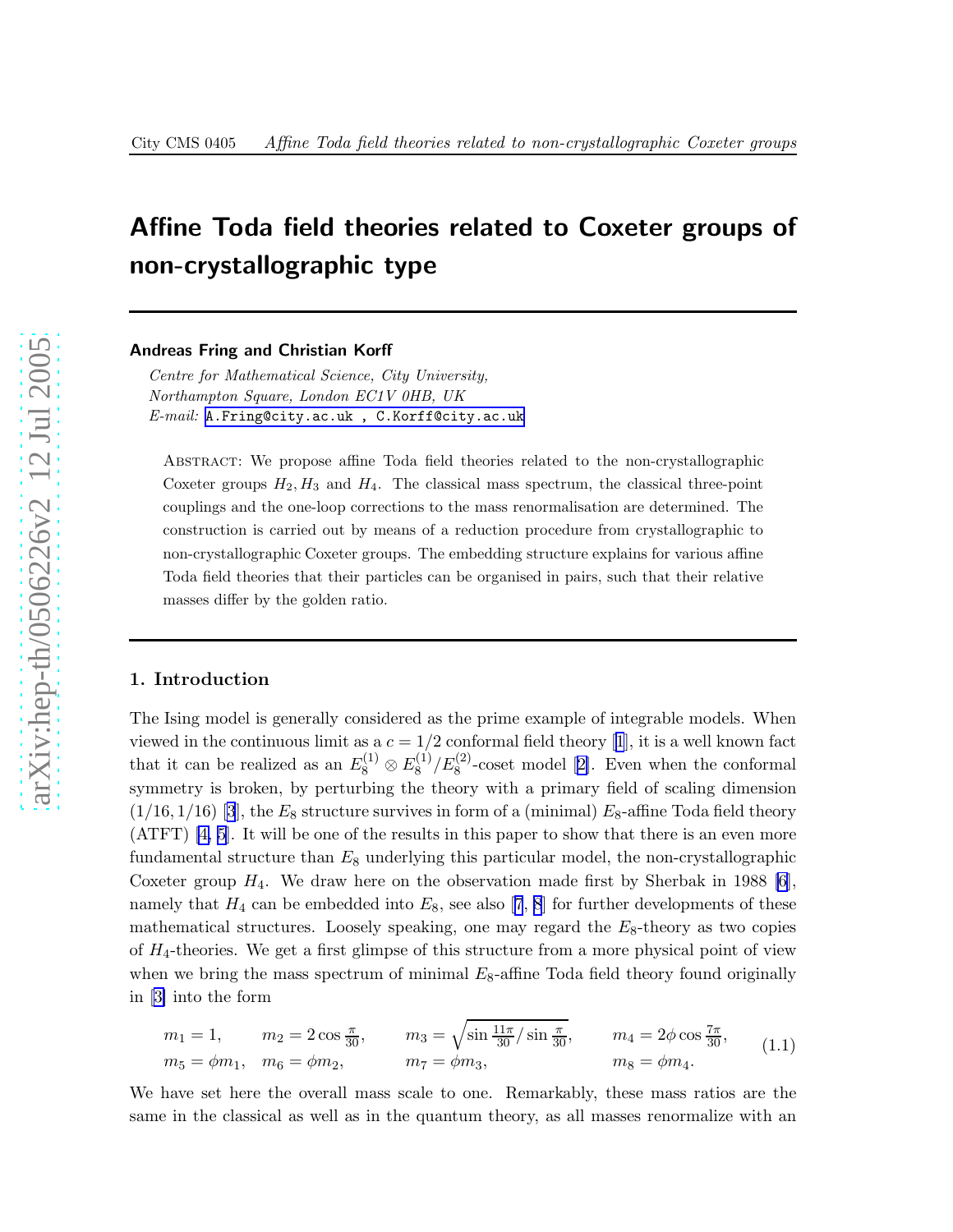# Affine Toda field theories related to Coxeter groups of non-crystallographic type

**Andreas Fring and Christian Korff**

*Centre for Mathematical Science, City University,*
*Northampton Square, London EC1V 0HB, UK*
*E-mail:* A.Fring@city.ac.uk , C.Korff@city.ac.uk

Abstract: We propose affine Toda field theories related to the non-crystallographic Coxeter groups $H_2, H_3$ and $H_4$. The classical mass spectrum, the classical three-point couplings and the one-loop corrections to the mass renormalisation are determined. The construction is carried out by means of a reduction procedure from crystallographic to non-crystallographic Coxeter groups. The embedding structure explains for various affine Toda field theories that their particles can be organised in pairs, such that their relative masses differ by the golden ratio.

## 1. Introduction

The Ising model is generally considered as the prime example of integrable models. When viewed in the continuous limit as a $c = 1/2$ conformal field theory [1], it is a well known fact that it can be realized as an $E_8^{(1)} \otimes E_8^{(1)}/E_8^{(2)}$-coset model [2]. Even when the conformal symmetry is broken, by perturbing the theory with a primary field of scaling dimension $(1/16, 1/16)$ [3], the $E_8$ structure survives in form of a (minimal) $E_8$-affine Toda field theory (ATFT) [4, 5]. It will be one of the results in this paper to show that there is an even more fundamental structure than $E_8$ underlying this particular model, the non-crystallographic Coxeter group $H_4$. We draw here on the observation made first by Sherbak in 1988 [6], namely that $H_4$ can be embedded into $E_8$, see also [7, 8] for further developments of these mathematical structures. Loosely speaking, one may regard the $E_8$-theory as two copies of $H_4$-theories. We get a first glimpse of this structure from a more physical point of view when we bring the mass spectrum of minimal $E_8$-affine Toda field theory found originally in [3] into the form

$$
\begin{array}{llll}
m_1 = 1, & m_2 = 2\cos\frac{\pi}{30}, & m_3 = \sqrt{\sin\frac{11\pi}{30}/\sin\frac{\pi}{30}}, & m_4 = 2\phi\cos\frac{7\pi}{30}, \\
m_5 = \phi m_1, & m_6 = \phi m_2, & m_7 = \phi m_3, & m_8 = \phi m_4.
\end{array}
\tag{1.1}
$$

We have set here the overall mass scale to one. Remarkably, these mass ratios are the same in the classical as well as in the quantum theory, as all masses renormalize with an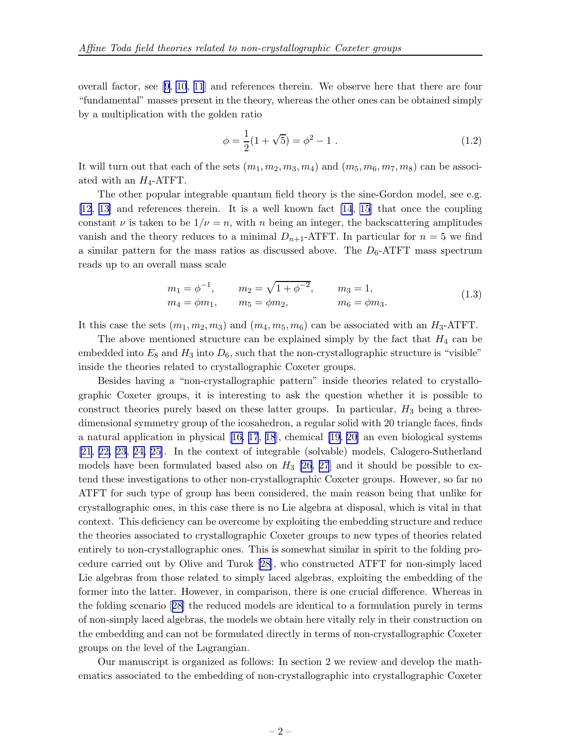overall factor, see [9, 10, 11] and references therein. We observe here that there are four "fundamental" masses present in the theory, whereas the other ones can be obtained simply by a multiplication with the golden ratio

$$\phi = \frac{1}{2}(1+\sqrt{5}) = \phi^2 - 1 \; . \tag{1.2}$$

It will turn out that each of the sets $(m_1, m_2, m_3, m_4)$ and $(m_5, m_6, m_7, m_8)$ can be associated with an $H_4$-ATFT.

The other popular integrable quantum field theory is the sine-Gordon model, see e.g. [12, 13] and references therein. It is a well known fact [14, 15] that once the coupling constant $\nu$ is taken to be $1/\nu = n$, with $n$ being an integer, the backscattering amplitudes vanish and the theory reduces to a minimal $D_{n+1}$-ATFT. In particular for $n = 5$ we find a similar pattern for the mass ratios as discussed above. The $D_6$-ATFT mass spectrum reads up to an overall mass scale

$$\begin{array}{lll} m_1 = \phi^{-1}, & m_2 = \sqrt{1+\phi^{-2}}, & m_3 = 1, \\ m_4 = \phi m_1, & m_5 = \phi m_2, & m_6 = \phi m_3. \end{array} \tag{1.3}$$

It this case the sets $(m_1, m_2, m_3)$ and $(m_4, m_5, m_6)$ can be associated with an $H_3$-ATFT.

The above mentioned structure can be explained simply by the fact that $H_4$ can be embedded into $E_8$ and $H_3$ into $D_6$, such that the non-crystallographic structure is "visible" inside the theories related to crystallographic Coxeter groups.

Besides having a "non-crystallographic pattern" inside theories related to crystallographic Coxeter groups, it is interesting to ask the question whether it is possible to construct theories purely based on these latter groups. In particular, $H_3$ being a three-dimensional symmetry group of the icosahedron, a regular solid with 20 triangle faces, finds a natural application in physical [16, 17, 18], chemical [19, 20] an even biological systems [21, 22, 23, 24, 25]. In the context of integrable (solvable) models, Calogero-Sutherland models have been formulated based also on $H_3$ [26, 27] and it should be possible to extend these investigations to other non-crystallographic Coxeter groups. However, so far no ATFT for such type of group has been considered, the main reason being that unlike for crystallographic ones, in this case there is no Lie algebra at disposal, which is vital in that context. This deficiency can be overcome by exploiting the embedding structure and reduce the theories associated to crystallographic Coxeter groups to new types of theories related entirely to non-crystallographic ones. This is somewhat similar in spirit to the folding procedure carried out by Olive and Turok [28], who constructed ATFT for non-simply laced Lie algebras from those related to simply laced algebras, exploiting the embedding of the former into the latter. However, in comparison, there is one crucial difference. Whereas in the folding scenario [28] the reduced models are identical to a formulation purely in terms of non-simply laced algebras, the models we obtain here vitally rely in their construction on the embedding and can not be formulated directly in terms of non-crystallographic Coxeter groups on the level of the Lagrangian.

Our manuscript is organized as follows: In section 2 we review and develop the mathematics associated to the embedding of non-crystallographic into crystallographic Coxeter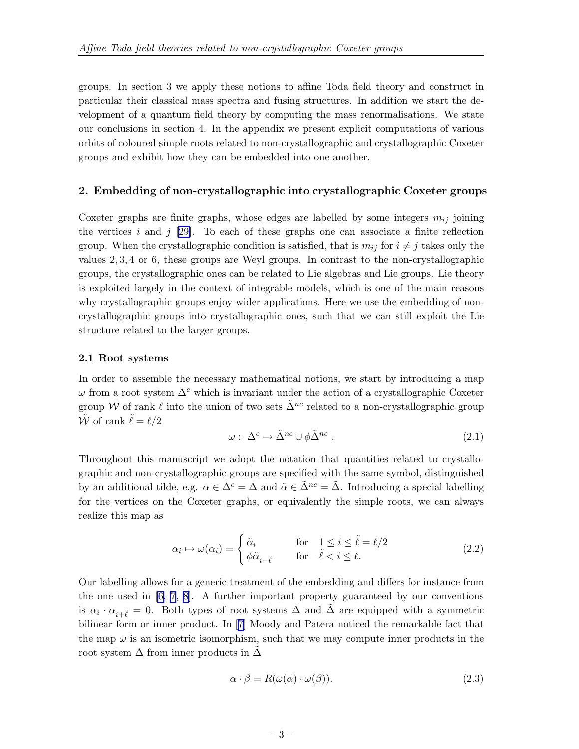groups. In section 3 we apply these notions to affine Toda field theory and construct in particular their classical mass spectra and fusing structures. In addition we start the development of a quantum field theory by computing the mass renormalisations. We state our conclusions in section 4. In the appendix we present explicit computations of various orbits of coloured simple roots related to non-crystallographic and crystallographic Coxeter groups and exhibit how they can be embedded into one another.

## 2. Embedding of non-crystallographic into crystallographic Coxeter groups

Coxeter graphs are finite graphs, whose edges are labelled by some integers $m_{ij}$ joining the vertices $i$ and $j$ [29]. To each of these graphs one can associate a finite reflection group. When the crystallographic condition is satisfied, that is $m_{ij}$ for $i \neq j$ takes only the values $2, 3, 4$ or $6$, these groups are Weyl groups. In contrast to the non-crystallographic groups, the crystallographic ones can be related to Lie algebras and Lie groups. Lie theory is exploited largely in the context of integrable models, which is one of the main reasons why crystallographic groups enjoy wider applications. Here we use the embedding of non-crystallographic groups into crystallographic ones, such that we can still exploit the Lie structure related to the larger groups.

### 2.1 Root systems

In order to assemble the necessary mathematical notions, we start by introducing a map $\omega$ from a root system $\Delta^c$ which is invariant under the action of a crystallographic Coxeter group $\mathcal{W}$ of rank $\ell$ into the union of two sets $\tilde{\Delta}^{nc}$ related to a non-crystallographic group $\tilde{\mathcal{W}}$ of rank $\tilde{\ell} = \ell/2$

$$\omega : \ \Delta^c \rightarrow \tilde{\Delta}^{nc} \cup \phi\tilde{\Delta}^{nc} \ . \tag{2.1}$$

Throughout this manuscript we adopt the notation that quantities related to crystallographic and non-crystallographic groups are specified with the same symbol, distinguished by an additional tilde, e.g. $\alpha \in \Delta^c = \Delta$ and $\tilde{\alpha} \in \tilde{\Delta}^{nc} = \tilde{\Delta}$. Introducing a special labelling for the vertices on the Coxeter graphs, or equivalently the simple roots, we can always realize this map as

$$\alpha_i \mapsto \omega(\alpha_i) = \begin{cases} \tilde{\alpha}_i & \text{for} \quad 1 \leq i \leq \tilde{\ell} = \ell/2 \\ \phi\tilde{\alpha}_{i-\tilde{\ell}} & \text{for} \quad \tilde{\ell} < i \leq \ell. \end{cases} \tag{2.2}$$

Our labelling allows for a generic treatment of the embedding and differs for instance from the one used in [6, 7, 8]. A further important property guaranteed by our conventions is $\alpha_i \cdot \alpha_{i+\tilde{\ell}} = 0$. Both types of root systems $\Delta$ and $\tilde{\Delta}$ are equipped with a symmetric bilinear form or inner product. In [7] Moody and Patera noticed the remarkable fact that the map $\omega$ is an isometric isomorphism, such that we may compute inner products in the root system $\Delta$ from inner products in $\tilde{\Delta}$

$$\alpha \cdot \beta = R(\omega(\alpha) \cdot \omega(\beta)). \tag{2.3}$$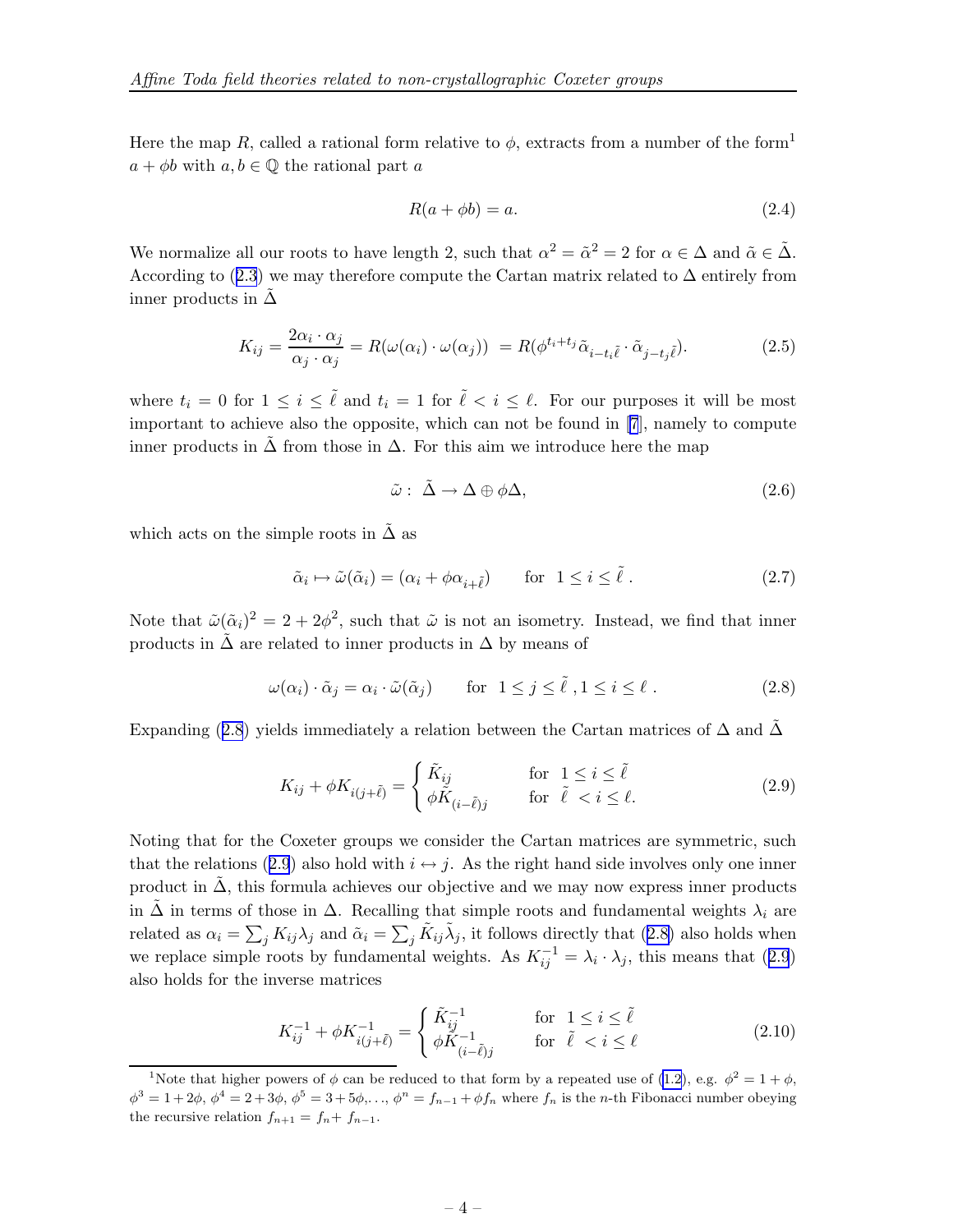Here the map $R$, called a rational form relative to $\phi$, extracts from a number of the form[1] $a + \phi b$ with $a, b \in \mathbb{Q}$ the rational part $a$

$$R(a + \phi b) = a. \tag{2.4}$$

We normalize all our roots to have length 2, such that $\alpha^2 = \tilde{\alpha}^2 = 2$ for $\alpha \in \Delta$ and $\tilde{\alpha} \in \tilde{\Delta}$. According to (2.3) we may therefore compute the Cartan matrix related to $\Delta$ entirely from inner products in $\tilde{\Delta}$

$$K_{ij} = \frac{2\alpha_i \cdot \alpha_j}{\alpha_j \cdot \alpha_j} = R(\omega(\alpha_i) \cdot \omega(\alpha_j)) = R(\phi^{t_i + t_j} \tilde{\alpha}_{i - t_i \tilde{\ell}} \cdot \tilde{\alpha}_{j - t_j \tilde{\ell}}). \tag{2.5}$$

where $t_i = 0$ for $1 \leq i \leq \tilde{\ell}$ and $t_i = 1$ for $\tilde{\ell} < i \leq \ell$. For our purposes it will be most important to achieve also the opposite, which can not be found in [7], namely to compute inner products in $\tilde{\Delta}$ from those in $\Delta$. For this aim we introduce here the map

$$\tilde{\omega} : \; \tilde{\Delta} \to \Delta \oplus \phi\Delta, \tag{2.6}$$

which acts on the simple roots in $\tilde{\Delta}$ as

$$\tilde{\alpha}_i \mapsto \tilde{\omega}(\tilde{\alpha}_i) = (\alpha_i + \phi \alpha_{i+\tilde{\ell}}) \qquad \text{for} \;\; 1 \leq i \leq \tilde{\ell} \; . \tag{2.7}$$

Note that $\tilde{\omega}(\tilde{\alpha}_i)^2 = 2 + 2\phi^2$, such that $\tilde{\omega}$ is not an isometry. Instead, we find that inner products in $\tilde{\Delta}$ are related to inner products in $\Delta$ by means of

$$\omega(\alpha_i) \cdot \tilde{\alpha}_j = \alpha_i \cdot \tilde{\omega}(\tilde{\alpha}_j) \qquad \text{for} \;\; 1 \leq j \leq \tilde{\ell} \, , 1 \leq i \leq \ell \; . \tag{2.8}$$

Expanding (2.8) yields immediately a relation between the Cartan matrices of $\Delta$ and $\tilde{\Delta}$

$$K_{ij} + \phi K_{i(j+\tilde{\ell})} = \begin{cases} \tilde{K}_{ij} & \text{for} \;\; 1 \leq i \leq \tilde{\ell} \\ \phi \tilde{K}_{(i-\tilde{\ell})j} & \text{for} \;\; \tilde{\ell} \; < i \leq \ell. \end{cases} \tag{2.9}$$

Noting that for the Coxeter groups we consider the Cartan matrices are symmetric, such that the relations (2.9) also hold with $i \leftrightarrow j$. As the right hand side involves only one inner product in $\tilde{\Delta}$, this formula achieves our objective and we may now express inner products in $\tilde{\Delta}$ in terms of those in $\Delta$. Recalling that simple roots and fundamental weights $\lambda_i$ are related as $\alpha_i = \sum_j K_{ij} \lambda_j$ and $\tilde{\alpha}_i = \sum_j \tilde{K}_{ij} \tilde{\lambda}_j$, it follows directly that (2.8) also holds when we replace simple roots by fundamental weights. As $K_{ij}^{-1} = \lambda_i \cdot \lambda_j$, this means that (2.9) also holds for the inverse matrices

$$K_{ij}^{-1} + \phi K_{i(j+\tilde{\ell})}^{-1} = \begin{cases} \tilde{K}_{ij}^{-1} & \text{for} \;\; 1 \leq i \leq \tilde{\ell} \\ \phi \tilde{K}_{(i-\tilde{\ell})j}^{-1} & \text{for} \;\; \tilde{\ell} \; < i \leq \ell \end{cases} \tag{2.10}$$

---

[1] Note that higher powers of $\phi$ can be reduced to that form by a repeated use of (1.2), e.g. $\phi^2 = 1 + \phi$, $\phi^3 = 1 + 2\phi$, $\phi^4 = 2 + 3\phi$, $\phi^5 = 3 + 5\phi, \ldots, \phi^n = f_{n-1} + \phi f_n$ where $f_n$ is the $n$-th Fibonacci number obeying the recursive relation $f_{n+1} = f_n + f_{n-1}$.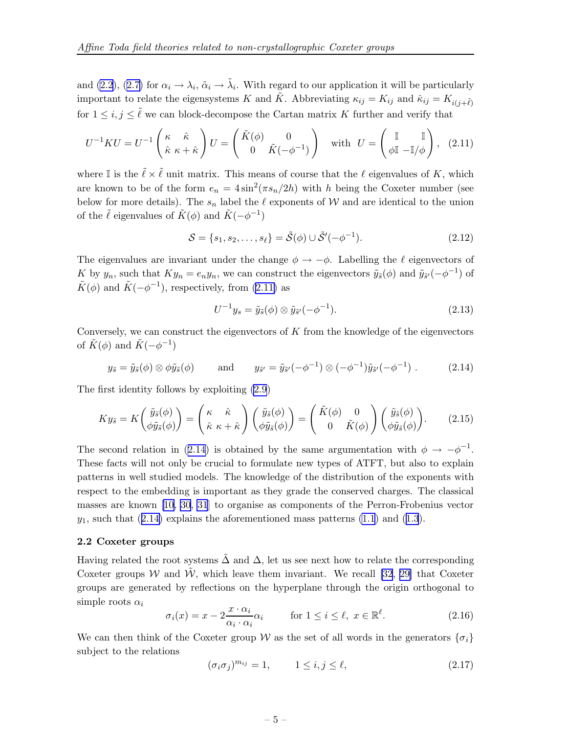and (2.2), (2.7) for $\alpha_i \to \lambda_i$, $\tilde{\alpha}_i \to \tilde{\lambda}_i$. With regard to our application it will be particularly important to relate the eigensystems $K$ and $\tilde{K}$. Abbreviating $\kappa_{ij} = K_{ij}$ and $\hat{\kappa}_{ij} = K_{i(j+\tilde{\ell})}$ for $1 \leq i, j \leq \tilde{\ell}$ we can block-decompose the Cartan matrix $K$ further and verify that

$$U^{-1}KU = U^{-1}\begin{pmatrix} \kappa & \hat{\kappa} \\ \hat{\kappa} & \kappa + \hat{\kappa} \end{pmatrix} U = \begin{pmatrix} \tilde{K}(\phi) & 0 \\ 0 & \tilde{K}(-\phi^{-1}) \end{pmatrix} \quad \text{with } \; U = \begin{pmatrix} \mathbb{I} & \mathbb{I} \\ \phi\mathbb{I} & -\mathbb{I}/\phi \end{pmatrix}, \quad (2.11)$$

where $\mathbb{I}$ is the $\tilde{\ell} \times \tilde{\ell}$ unit matrix. This means of course that the $\ell$ eigenvalues of $K$, which are known to be of the form $e_n = 4\sin^2(\pi s_n/2h)$ with $h$ being the Coxeter number (see below for more details). The $s_n$ label the $\ell$ exponents of $\mathcal{W}$ and are identical to the union of the $\tilde{\ell}$ eigenvalues of $\tilde{K}(\phi)$ and $\tilde{K}(-\phi^{-1})$

$$\mathcal{S} = \{s_1, s_2, \ldots, s_\ell\} = \tilde{\mathcal{S}}(\phi) \cup \tilde{\mathcal{S}}'(-\phi^{-1}). \quad (2.12)$$

The eigenvalues are invariant under the change $\phi \to -\phi$. Labelling the $\ell$ eigenvectors of $K$ by $y_n$, such that $Ky_n = e_n y_n$, we can construct the eigenvectors $\tilde{y}_{\tilde{s}}(\phi)$ and $\tilde{y}_{\tilde{s}'}(-\phi^{-1})$ of $\tilde{K}(\phi)$ and $\tilde{K}(-\phi^{-1})$, respectively, from (2.11) as

$$U^{-1}y_s = \tilde{y}_{\tilde{s}}(\phi) \otimes \tilde{y}_{\tilde{s}'}(-\phi^{-1}). \quad (2.13)$$

Conversely, we can construct the eigenvectors of $K$ from the knowledge of the eigenvectors of $\tilde{K}(\phi)$ and $\tilde{K}(-\phi^{-1})$

$$y_{\tilde{s}} = \tilde{y}_{\tilde{s}}(\phi) \otimes \phi\tilde{y}_{\tilde{s}}(\phi) \qquad \text{and} \qquad y_{\tilde{s}'} = \tilde{y}_{\tilde{s}'}(-\phi^{-1}) \otimes (-\phi^{-1})\tilde{y}_{\tilde{s}'}(-\phi^{-1})\,. \quad (2.14)$$

The first identity follows by exploiting (2.9)

$$Ky_{\tilde{s}} = K\begin{pmatrix} \tilde{y}_{\tilde{s}}(\phi) \\ \phi\tilde{y}_{\tilde{s}}(\phi) \end{pmatrix} = \begin{pmatrix} \kappa & \hat{\kappa} \\ \hat{\kappa} & \kappa + \hat{\kappa} \end{pmatrix}\begin{pmatrix} \tilde{y}_{\tilde{s}}(\phi) \\ \phi\tilde{y}_{\tilde{s}}(\phi) \end{pmatrix} = \begin{pmatrix} \tilde{K}(\phi) & 0 \\ 0 & \tilde{K}(\phi) \end{pmatrix}\begin{pmatrix} \tilde{y}_{\tilde{s}}(\phi) \\ \phi\tilde{y}_{\tilde{s}}(\phi) \end{pmatrix}. \quad (2.15)$$

The second relation in (2.14) is obtained by the same argumentation with $\phi \to -\phi^{-1}$. These facts will not only be crucial to formulate new types of ATFT, but also to explain patterns in well studied models. The knowledge of the distribution of the exponents with respect to the embedding is important as they grade the conserved charges. The classical masses are known [10, 30, 31] to organise as components of the Perron-Frobenius vector $y_1$, such that (2.14) explains the aforementioned mass patterns (1.1) and (1.3).

### 2.2 Coxeter groups

Having related the root systems $\tilde{\Delta}$ and $\Delta$, let us see next how to relate the corresponding Coxeter groups $\mathcal{W}$ and $\tilde{\mathcal{W}}$, which leave them invariant. We recall [32, 29] that Coxeter groups are generated by reflections on the hyperplane through the origin orthogonal to simple roots $\alpha_i$

$$\sigma_i(x) = x - 2\frac{x \cdot \alpha_i}{\alpha_i \cdot \alpha_i}\alpha_i \qquad \text{for } 1 \leq i \leq \ell, \; x \in \mathbb{R}^\ell. \quad (2.16)$$

We can then think of the Coxeter group $\mathcal{W}$ as the set of all words in the generators $\{\sigma_i\}$ subject to the relations

$$(\sigma_i\sigma_j)^{m_{ij}} = 1, \qquad 1 \leq i, j \leq \ell, \quad (2.17)$$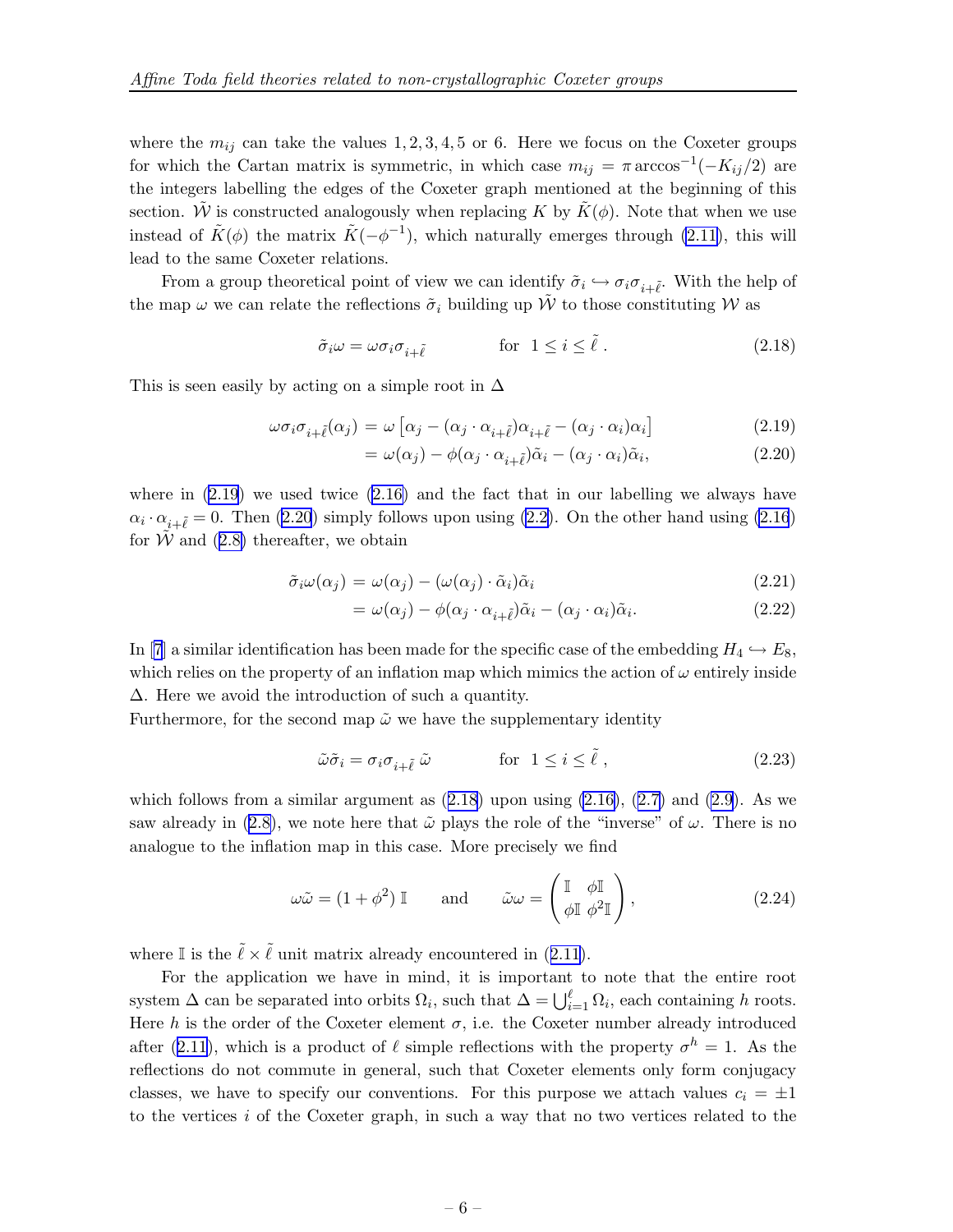where the $m_{ij}$ can take the values $1, 2, 3, 4, 5$ or $6$. Here we focus on the Coxeter groups for which the Cartan matrix is symmetric, in which case $m_{ij} = \pi \arccos^{-1}(-K_{ij}/2)$ are the integers labelling the edges of the Coxeter graph mentioned at the beginning of this section. $\tilde{\mathcal{W}}$ is constructed analogously when replacing $K$ by $\tilde{K}(\phi)$. Note that when we use instead of $\tilde{K}(\phi)$ the matrix $\tilde{K}(-\phi^{-1})$, which naturally emerges through (2.11), this will lead to the same Coxeter relations.

From a group theoretical point of view we can identify $\tilde{\sigma}_i \hookrightarrow \sigma_i \sigma_{i+\tilde{\ell}}$. With the help of the map $\omega$ we can relate the reflections $\tilde{\sigma}_i$ building up $\tilde{\mathcal{W}}$ to those constituting $\mathcal{W}$ as

$$\tilde{\sigma}_i \omega = \omega \sigma_i \sigma_{i+\tilde{\ell}} \qquad \text{for} \quad 1 \leq i \leq \tilde{\ell}\,. \tag{2.18}$$

This is seen easily by acting on a simple root in $\Delta$

$$\omega \sigma_i \sigma_{i+\tilde{\ell}}(\alpha_j) = \omega \left[\alpha_j - (\alpha_j \cdot \alpha_{i+\tilde{\ell}})\alpha_{i+\tilde{\ell}} - (\alpha_j \cdot \alpha_i)\alpha_i\right] \tag{2.19}$$

$$= \omega(\alpha_j) - \phi(\alpha_j \cdot \alpha_{i+\tilde{\ell}})\tilde{\alpha}_i - (\alpha_j \cdot \alpha_i)\tilde{\alpha}_i, \tag{2.20}$$

where in (2.19) we used twice (2.16) and the fact that in our labelling we always have $\alpha_i \cdot \alpha_{i+\tilde{\ell}} = 0$. Then (2.20) simply follows upon using (2.2). On the other hand using (2.16) for $\tilde{\mathcal{W}}$ and (2.8) thereafter, we obtain

$$\tilde{\sigma}_i \omega(\alpha_j) = \omega(\alpha_j) - (\omega(\alpha_j) \cdot \tilde{\alpha}_i)\tilde{\alpha}_i \tag{2.21}$$

$$= \omega(\alpha_j) - \phi(\alpha_j \cdot \alpha_{i+\tilde{\ell}})\tilde{\alpha}_i - (\alpha_j \cdot \alpha_i)\tilde{\alpha}_i. \tag{2.22}$$

In [7] a similar identification has been made for the specific case of the embedding $H_4 \hookrightarrow E_8$, which relies on the property of an inflation map which mimics the action of $\omega$ entirely inside $\Delta$. Here we avoid the introduction of such a quantity.
Furthermore, for the second map $\tilde{\omega}$ we have the supplementary identity

$$\tilde{\omega} \tilde{\sigma}_i = \sigma_i \sigma_{i+\tilde{\ell}}\, \tilde{\omega} \qquad \text{for} \quad 1 \leq i \leq \tilde{\ell}\,, \tag{2.23}$$

which follows from a similar argument as (2.18) upon using (2.16), (2.7) and (2.9). As we saw already in (2.8), we note here that $\tilde{\omega}$ plays the role of the "inverse" of $\omega$. There is no analogue to the inflation map in this case. More precisely we find

$$\omega \tilde{\omega} = (1 + \phi^2)\, \mathbb{I} \qquad \text{and} \qquad \tilde{\omega} \omega = \begin{pmatrix} \mathbb{I} & \phi \mathbb{I} \\ \phi \mathbb{I} & \phi^2 \mathbb{I} \end{pmatrix}, \tag{2.24}$$

where $\mathbb{I}$ is the $\tilde{\ell} \times \tilde{\ell}$ unit matrix already encountered in (2.11).

For the application we have in mind, it is important to note that the entire root system $\Delta$ can be separated into orbits $\Omega_i$, such that $\Delta = \bigcup_{i=1}^{\ell} \Omega_i$, each containing $h$ roots. Here $h$ is the order of the Coxeter element $\sigma$, i.e. the Coxeter number already introduced after (2.11), which is a product of $\ell$ simple reflections with the property $\sigma^h = 1$. As the reflections do not commute in general, such that Coxeter elements only form conjugacy classes, we have to specify our conventions. For this purpose we attach values $c_i = \pm 1$ to the vertices $i$ of the Coxeter graph, in such a way that no two vertices related to the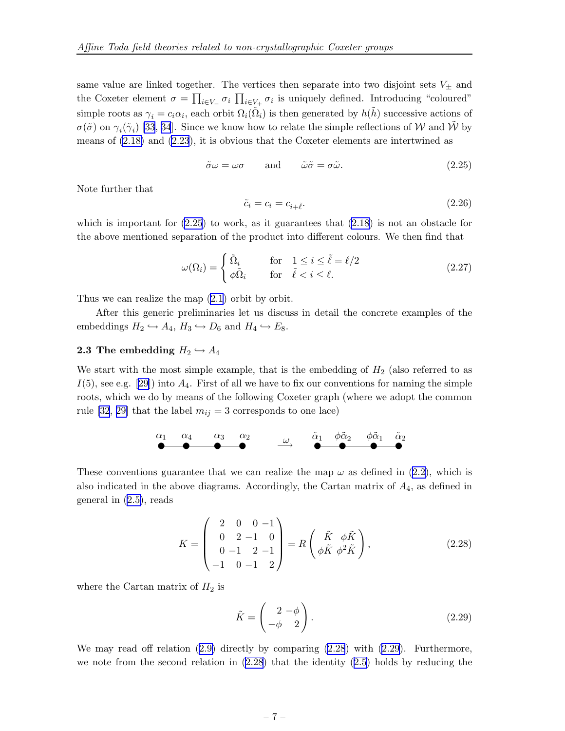same value are linked together. The vertices then separate into two disjoint sets $V_\pm$ and the Coxeter element $\sigma = \prod_{i\in V_-}\sigma_i \prod_{i\in V_+}\sigma_i$ is uniquely defined. Introducing "coloured" simple roots as $\gamma_i = c_i\alpha_i$, each orbit $\Omega_i(\tilde{\Omega}_i)$ is then generated by $h(\tilde{h})$ successive actions of $\sigma(\tilde{\sigma})$ on $\gamma_i(\tilde{\gamma}_i)$ [33, 34]. Since we know how to relate the simple reflections of $\mathcal{W}$ and $\tilde{\mathcal{W}}$ by means of (2.18) and (2.23), it is obvious that the Coxeter elements are intertwined as

$$\tilde{\sigma}\omega = \omega\sigma \qquad \text{and} \qquad \tilde{\omega}\tilde{\sigma} = \sigma\tilde{\omega}. \tag{2.25}$$

Note further that

$$\tilde{c}_i = c_i = c_{i+\tilde{\ell}}. \tag{2.26}$$

which is important for (2.25) to work, as it guarantees that (2.18) is not an obstacle for the above mentioned separation of the product into different colours. We then find that

$$\omega(\Omega_i) = \begin{cases} \tilde{\Omega}_i & \text{for} \quad 1 \le i \le \tilde{\ell} = \ell/2 \\ \phi\tilde{\Omega}_i & \text{for} \quad \tilde{\ell} < i \le \ell. \end{cases} \tag{2.27}$$

Thus we can realize the map (2.1) orbit by orbit.

After this generic preliminaries let us discuss in detail the concrete examples of the embeddings $H_2 \hookrightarrow A_4$, $H_3 \hookrightarrow D_6$ and $H_4 \hookrightarrow E_8$.

### 2.3 The embedding $H_2 \hookrightarrow A_4$

We start with the most simple example, that is the embedding of $H_2$ (also referred to as $I(5)$, see e.g. [29]) into $A_4$. First of all we have to fix our conventions for naming the simple roots, which we do by means of the following Coxeter graph (where we adopt the common rule [32, 29] that the label $m_{ij} = 3$ corresponds to one lace)

$$\alpha_1 - \alpha_4 - \alpha_3 - \alpha_2 \quad \xrightarrow{\omega} \quad \tilde{\alpha}_1 - \phi\tilde{\alpha}_2 - \phi\tilde{\alpha}_1 - \tilde{\alpha}_2$$

These conventions guarantee that we can realize the map $\omega$ as defined in (2.2), which is also indicated in the above diagrams. Accordingly, the Cartan matrix of $A_4$, as defined in general in (2.5), reads

$$K = \begin{pmatrix} 2 & 0 & 0 & -1 \\ 0 & 2 & -1 & 0 \\ 0 & -1 & 2 & -1 \\ -1 & 0 & -1 & 2 \end{pmatrix} = R \begin{pmatrix} \tilde{K} & \phi\tilde{K} \\ \phi\tilde{K} & \phi^2\tilde{K} \end{pmatrix}, \tag{2.28}$$

where the Cartan matrix of $H_2$ is

$$\tilde{K} = \begin{pmatrix} 2 & -\phi \\ -\phi & 2 \end{pmatrix}. \tag{2.29}$$

We may read off relation (2.9) directly by comparing (2.28) with (2.29). Furthermore, we note from the second relation in (2.28) that the identity (2.5) holds by reducing the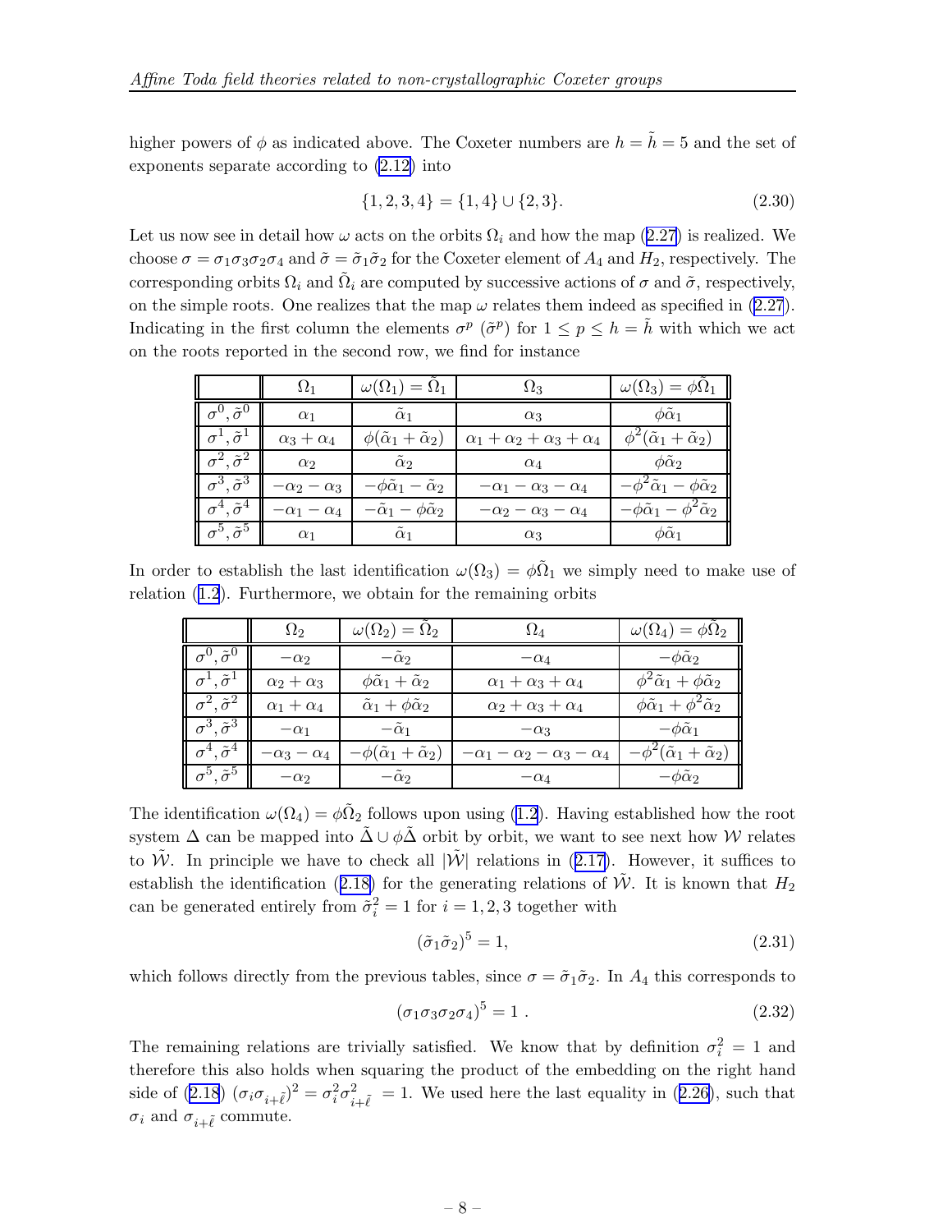higher powers of $\phi$ as indicated above. The Coxeter numbers are $h = \tilde{h} = 5$ and the set of exponents separate according to (2.12) into

$$\{1, 2, 3, 4\} = \{1, 4\} \cup \{2, 3\}. \tag{2.30}$$

Let us now see in detail how $\omega$ acts on the orbits $\Omega_i$ and how the map (2.27) is realized. We choose $\sigma = \sigma_1\sigma_3\sigma_2\sigma_4$ and $\tilde{\sigma} = \tilde{\sigma}_1\tilde{\sigma}_2$ for the Coxeter element of $A_4$ and $H_2$, respectively. The corresponding orbits $\Omega_i$ and $\tilde{\Omega}_i$ are computed by successive actions of $\sigma$ and $\tilde{\sigma}$, respectively, on the simple roots. One realizes that the map $\omega$ relates them indeed as specified in (2.27). Indicating in the first column the elements $\sigma^p$ ($\tilde{\sigma}^p$) for $1 \leq p \leq h = \tilde{h}$ with which we act on the roots reported in the second row, we find for instance

| | $\Omega_1$ | $\omega(\Omega_1) = \tilde{\Omega}_1$ | $\Omega_3$ | $\omega(\Omega_3) = \phi\tilde{\Omega}_1$ |
|---|---|---|---|---|
| $\sigma^0, \tilde{\sigma}^0$ | $\alpha_1$ | $\tilde{\alpha}_1$ | $\alpha_3$ | $\phi\tilde{\alpha}_1$ |
| $\sigma^1, \tilde{\sigma}^1$ | $\alpha_3 + \alpha_4$ | $\phi(\tilde{\alpha}_1 + \tilde{\alpha}_2)$ | $\alpha_1 + \alpha_2 + \alpha_3 + \alpha_4$ | $\phi^2(\tilde{\alpha}_1 + \tilde{\alpha}_2)$ |
| $\sigma^2, \tilde{\sigma}^2$ | $\alpha_2$ | $\tilde{\alpha}_2$ | $\alpha_4$ | $\phi\tilde{\alpha}_2$ |
| $\sigma^3, \tilde{\sigma}^3$ | $-\alpha_2 - \alpha_3$ | $-\phi\tilde{\alpha}_1 - \tilde{\alpha}_2$ | $-\alpha_1 - \alpha_3 - \alpha_4$ | $-\phi^2\tilde{\alpha}_1 - \phi\tilde{\alpha}_2$ |
| $\sigma^4, \tilde{\sigma}^4$ | $-\alpha_1 - \alpha_4$ | $-\tilde{\alpha}_1 - \phi\tilde{\alpha}_2$ | $-\alpha_2 - \alpha_3 - \alpha_4$ | $-\phi\tilde{\alpha}_1 - \phi^2\tilde{\alpha}_2$ |
| $\sigma^5, \tilde{\sigma}^5$ | $\alpha_1$ | $\tilde{\alpha}_1$ | $\alpha_3$ | $\phi\tilde{\alpha}_1$ |

In order to establish the last identification $\omega(\Omega_3) = \phi\tilde{\Omega}_1$ we simply need to make use of relation (1.2). Furthermore, we obtain for the remaining orbits

| | $\Omega_2$ | $\omega(\Omega_2) = \tilde{\Omega}_2$ | $\Omega_4$ | $\omega(\Omega_4) = \phi\tilde{\Omega}_2$ |
|---|---|---|---|---|
| $\sigma^0, \tilde{\sigma}^0$ | $-\alpha_2$ | $-\tilde{\alpha}_2$ | $-\alpha_4$ | $-\phi\tilde{\alpha}_2$ |
| $\sigma^1, \tilde{\sigma}^1$ | $\alpha_2 + \alpha_3$ | $\phi\tilde{\alpha}_1 + \tilde{\alpha}_2$ | $\alpha_1 + \alpha_3 + \alpha_4$ | $\phi^2\tilde{\alpha}_1 + \phi\tilde{\alpha}_2$ |
| $\sigma^2, \tilde{\sigma}^2$ | $\alpha_1 + \alpha_4$ | $\tilde{\alpha}_1 + \phi\tilde{\alpha}_2$ | $\alpha_2 + \alpha_3 + \alpha_4$ | $\phi\tilde{\alpha}_1 + \phi^2\tilde{\alpha}_2$ |
| $\sigma^3, \tilde{\sigma}^3$ | $-\alpha_1$ | $-\tilde{\alpha}_1$ | $-\alpha_3$ | $-\phi\tilde{\alpha}_1$ |
| $\sigma^4, \tilde{\sigma}^4$ | $-\alpha_3 - \alpha_4$ | $-\phi(\tilde{\alpha}_1 + \tilde{\alpha}_2)$ | $-\alpha_1 - \alpha_2 - \alpha_3 - \alpha_4$ | $-\phi^2(\tilde{\alpha}_1 + \tilde{\alpha}_2)$ |
| $\sigma^5, \tilde{\sigma}^5$ | $-\alpha_2$ | $-\tilde{\alpha}_2$ | $-\alpha_4$ | $-\phi\tilde{\alpha}_2$ |

The identification $\omega(\Omega_4) = \phi\tilde{\Omega}_2$ follows upon using (1.2). Having established how the root system $\Delta$ can be mapped into $\tilde{\Delta} \cup \phi\tilde{\Delta}$ orbit by orbit, we want to see next how $\mathcal{W}$ relates to $\tilde{\mathcal{W}}$. In principle we have to check all $|\tilde{\mathcal{W}}|$ relations in (2.17). However, it suffices to establish the identification (2.18) for the generating relations of $\tilde{\mathcal{W}}$. It is known that $H_2$ can be generated entirely from $\tilde{\sigma}_i^2 = 1$ for $i = 1, 2, 3$ together with

$$(\tilde{\sigma}_1\tilde{\sigma}_2)^5 = 1, \tag{2.31}$$

which follows directly from the previous tables, since $\sigma = \tilde{\sigma}_1\tilde{\sigma}_2$. In $A_4$ this corresponds to

$$(\sigma_1\sigma_3\sigma_2\sigma_4)^5 = 1\ . \tag{2.32}$$

The remaining relations are trivially satisfied. We know that by definition $\sigma_i^2 = 1$ and therefore this also holds when squaring the product of the embedding on the right hand side of (2.18) $(\sigma_i\sigma_{i+\tilde{\ell}})^2 = \sigma_i^2\sigma_{i+\tilde{\ell}}^2 = 1$. We used here the last equality in (2.26), such that $\sigma_i$ and $\sigma_{i+\tilde{\ell}}$ commute.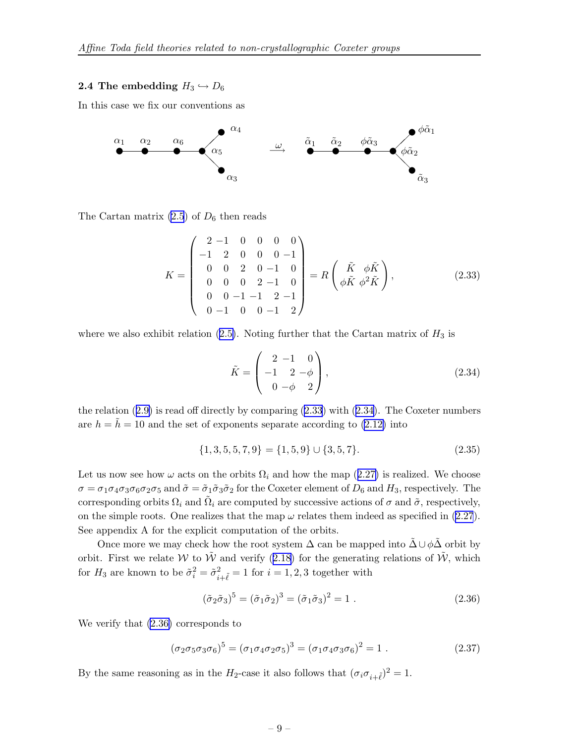### 2.4 The embedding $H_3 \hookrightarrow D_6$

In this case we fix our conventions as

$$
\alpha_1 - \alpha_2 - \alpha_6 - \alpha_5 \,(\to \alpha_4, \alpha_3) \quad \xrightarrow{\omega} \quad \tilde{\alpha}_1 - \tilde{\alpha}_2 - \phi\tilde{\alpha}_3 - \phi\tilde{\alpha}_2 \,(\to \phi\tilde{\alpha}_1, \tilde{\alpha}_3)
$$

The Cartan matrix (2.5) of $D_6$ then reads

$$
K = \begin{pmatrix} 2 & -1 & 0 & 0 & 0 & 0 \\ -1 & 2 & 0 & 0 & 0 & -1 \\ 0 & 0 & 2 & 0 & -1 & 0 \\ 0 & 0 & 0 & 2 & -1 & 0 \\ 0 & 0 & -1 & -1 & 2 & -1 \\ 0 & -1 & 0 & 0 & -1 & 2 \end{pmatrix} = R \begin{pmatrix} \tilde{K} & \phi\tilde{K} \\ \phi\tilde{K} & \phi^2\tilde{K} \end{pmatrix}, \tag{2.33}
$$

where we also exhibit relation (2.5). Noting further that the Cartan matrix of $H_3$ is

$$
\tilde{K} = \begin{pmatrix} 2 & -1 & 0 \\ -1 & 2 & -\phi \\ 0 & -\phi & 2 \end{pmatrix}, \tag{2.34}
$$

the relation (2.9) is read off directly by comparing (2.33) with (2.34). The Coxeter numbers are $h = \tilde{h} = 10$ and the set of exponents separate according to (2.12) into

$$
\{1,3,5,5,7,9\} = \{1,5,9\} \cup \{3,5,7\}. \tag{2.35}
$$

Let us now see how $\omega$ acts on the orbits $\Omega_i$ and how the map (2.27) is realized. We choose $\sigma = \sigma_1\sigma_4\sigma_3\sigma_6\sigma_2\sigma_5$ and $\tilde{\sigma} = \tilde{\sigma}_1\tilde{\sigma}_3\tilde{\sigma}_2$ for the Coxeter element of $D_6$ and $H_3$, respectively. The corresponding orbits $\Omega_i$ and $\tilde{\Omega}_i$ are computed by successive actions of $\sigma$ and $\tilde{\sigma}$, respectively, on the simple roots. One realizes that the map $\omega$ relates them indeed as specified in (2.27). See appendix A for the explicit computation of the orbits.

Once more we may check how the root system $\Delta$ can be mapped into $\tilde{\Delta} \cup \phi\tilde{\Delta}$ orbit by orbit. First we relate $\mathcal{W}$ to $\tilde{\mathcal{W}}$ and verify (2.18) for the generating relations of $\tilde{\mathcal{W}}$, which for $H_3$ are known to be $\tilde{\sigma}_i^2 = \tilde{\sigma}_{i+\tilde{\ell}}^2 = 1$ for $i = 1,2,3$ together with

$$
(\tilde{\sigma}_2\tilde{\sigma}_3)^5 = (\tilde{\sigma}_1\tilde{\sigma}_2)^3 = (\tilde{\sigma}_1\tilde{\sigma}_3)^2 = 1 \;. \tag{2.36}
$$

We verify that (2.36) corresponds to

$$
(\sigma_2\sigma_5\sigma_3\sigma_6)^5 = (\sigma_1\sigma_4\sigma_2\sigma_5)^3 = (\sigma_1\sigma_4\sigma_3\sigma_6)^2 = 1 \;. \tag{2.37}
$$

By the same reasoning as in the $H_2$-case it also follows that $(\sigma_i\sigma_{i+\tilde{\ell}})^2 = 1$.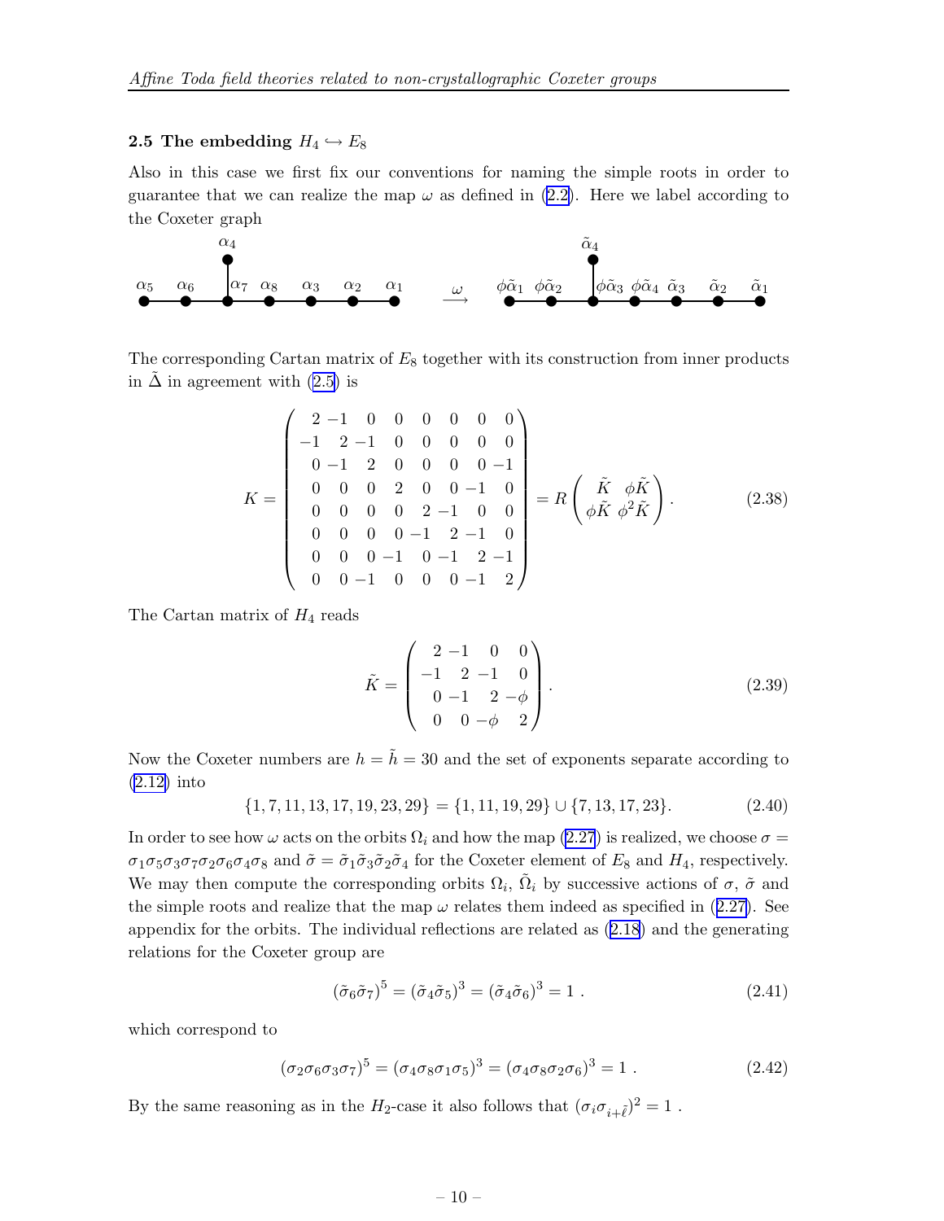### 2.5 The embedding $H_4 \hookrightarrow E_8$

Also in this case we first fix our conventions for naming the simple roots in order to guarantee that we can realize the map $\omega$ as defined in (2.2). Here we label according to the Coxeter graph

$$
\begin{array}{c}
\alpha_5 - \alpha_6 - \alpha_7(-\alpha_4) - \alpha_8 - \alpha_3 - \alpha_2 - \alpha_1 \quad \overset{\omega}{\longrightarrow} \quad \phi\tilde{\alpha}_1 - \phi\tilde{\alpha}_2 - \phi\tilde{\alpha}_3(-\tilde{\alpha}_4) - \phi\tilde{\alpha}_4 - \tilde{\alpha}_3 - \tilde{\alpha}_2 - \tilde{\alpha}_1
\end{array}
$$

The corresponding Cartan matrix of $E_8$ together with its construction from inner products in $\tilde{\Delta}$ in agreement with (2.5) is

$$
K = \begin{pmatrix}
2 & -1 & 0 & 0 & 0 & 0 & 0 & 0 \\
-1 & 2 & -1 & 0 & 0 & 0 & 0 & 0 \\
0 & -1 & 2 & 0 & 0 & 0 & 0 & -1 \\
0 & 0 & 0 & 2 & 0 & 0 & -1 & 0 \\
0 & 0 & 0 & 0 & 2 & -1 & 0 & 0 \\
0 & 0 & 0 & 0 & -1 & 2 & -1 & 0 \\
0 & 0 & 0 & -1 & 0 & -1 & 2 & -1 \\
0 & 0 & -1 & 0 & 0 & 0 & -1 & 2
\end{pmatrix} = R \begin{pmatrix} \tilde{K} & \phi\tilde{K} \\ \phi\tilde{K} & \phi^2\tilde{K} \end{pmatrix}. \tag{2.38}
$$

The Cartan matrix of $H_4$ reads

$$
\tilde{K} = \begin{pmatrix}
2 & -1 & 0 & 0 \\
-1 & 2 & -1 & 0 \\
0 & -1 & 2 & -\phi \\
0 & 0 & -\phi & 2
\end{pmatrix}. \tag{2.39}
$$

Now the Coxeter numbers are $h = \tilde{h} = 30$ and the set of exponents separate according to (2.12) into

$$
\{1, 7, 11, 13, 17, 19, 23, 29\} = \{1, 11, 19, 29\} \cup \{7, 13, 17, 23\}. \tag{2.40}
$$

In order to see how $\omega$ acts on the orbits $\Omega_i$ and how the map (2.27) is realized, we choose $\sigma = \sigma_1\sigma_5\sigma_3\sigma_7\sigma_2\sigma_6\sigma_4\sigma_8$ and $\tilde{\sigma} = \tilde{\sigma}_1\tilde{\sigma}_3\tilde{\sigma}_2\tilde{\sigma}_4$ for the Coxeter element of $E_8$ and $H_4$, respectively. We may then compute the corresponding orbits $\Omega_i$, $\tilde{\Omega}_i$ by successive actions of $\sigma$, $\tilde{\sigma}$ and the simple roots and realize that the map $\omega$ relates them indeed as specified in (2.27). See appendix for the orbits. The individual reflections are related as (2.18) and the generating relations for the Coxeter group are

$$
(\tilde{\sigma}_6\tilde{\sigma}_7)^5 = (\tilde{\sigma}_4\tilde{\sigma}_5)^3 = (\tilde{\sigma}_4\tilde{\sigma}_6)^3 = 1 \ . \tag{2.41}
$$

which correspond to

$$
(\sigma_2\sigma_6\sigma_3\sigma_7)^5 = (\sigma_4\sigma_8\sigma_1\sigma_5)^3 = (\sigma_4\sigma_8\sigma_2\sigma_6)^3 = 1 \ . \tag{2.42}
$$

By the same reasoning as in the $H_2$-case it also follows that $(\sigma_i\sigma_{i+\tilde{\ell}})^2 = 1$ .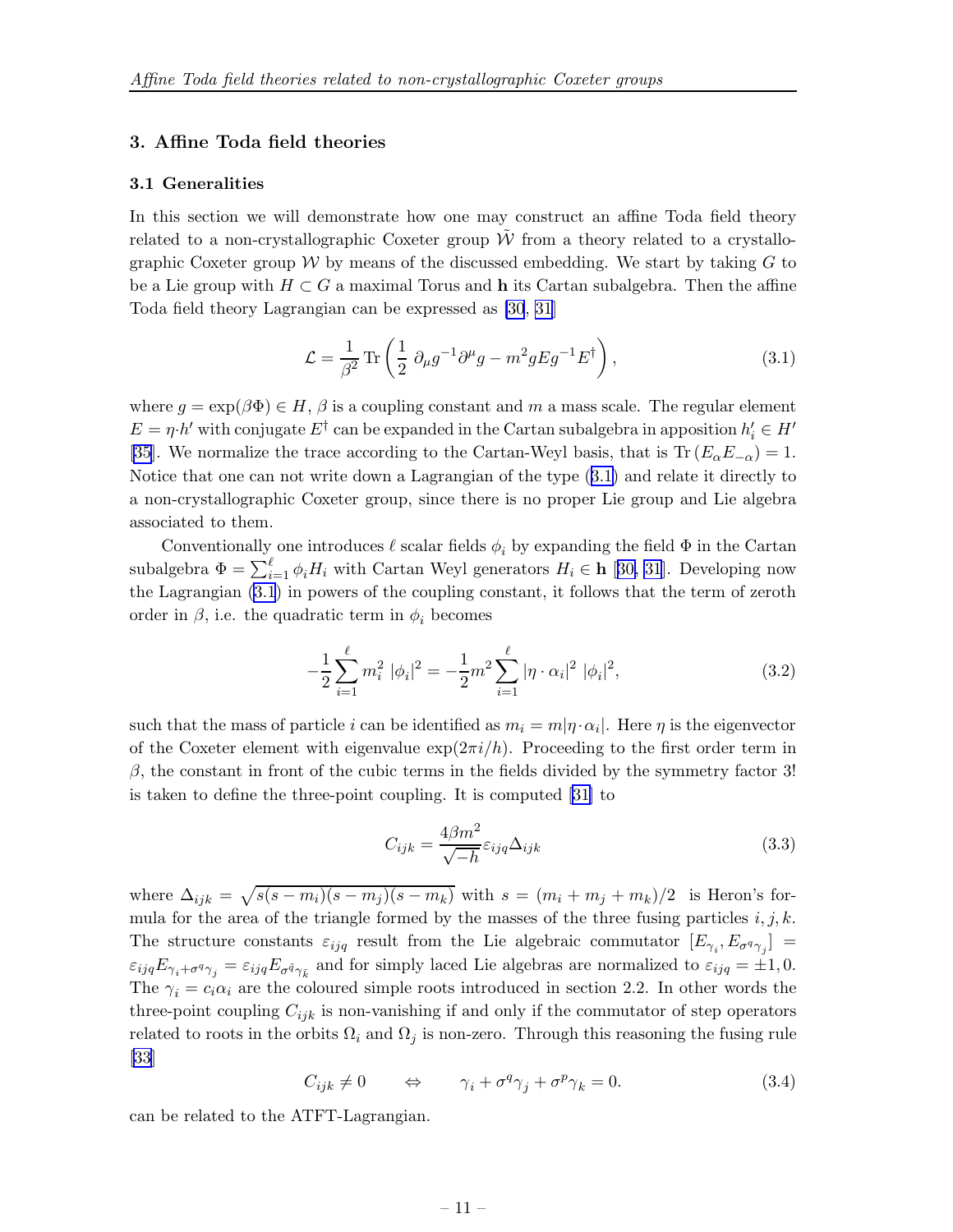## 3. Affine Toda field theories

### 3.1 Generalities

In this section we will demonstrate how one may construct an affine Toda field theory related to a non-crystallographic Coxeter group $\tilde{\mathcal{W}}$ from a theory related to a crystallographic Coxeter group $\mathcal{W}$ by means of the discussed embedding. We start by taking $G$ to be a Lie group with $H \subset G$ a maximal Torus and $\mathbf{h}$ its Cartan subalgebra. Then the affine Toda field theory Lagrangian can be expressed as [30, 31]

$$\mathcal{L} = \frac{1}{\beta^2} \operatorname{Tr} \left( \frac{1}{2} \, \partial_\mu g^{-1} \partial^\mu g - m^2 g E g^{-1} E^\dagger \right), \tag{3.1}$$

where $g = \exp(\beta \Phi) \in H$, $\beta$ is a coupling constant and $m$ a mass scale. The regular element $E = \eta \cdot h'$ with conjugate $E^\dagger$ can be expanded in the Cartan subalgebra in apposition $h'_i \in H'$ [35]. We normalize the trace according to the Cartan-Weyl basis, that is $\operatorname{Tr}(E_\alpha E_{-\alpha}) = 1$. Notice that one can not write down a Lagrangian of the type (3.1) and relate it directly to a non-crystallographic Coxeter group, since there is no proper Lie group and Lie algebra associated to them.

Conventionally one introduces $\ell$ scalar fields $\phi_i$ by expanding the field $\Phi$ in the Cartan subalgebra $\Phi = \sum_{i=1}^{\ell} \phi_i H_i$ with Cartan Weyl generators $H_i \in \mathbf{h}$ [30, 31]. Developing now the Lagrangian (3.1) in powers of the coupling constant, it follows that the term of zeroth order in $\beta$, i.e. the quadratic term in $\phi_i$ becomes

$$-\frac{1}{2} \sum_{i=1}^{\ell} m_i^2 \; |\phi_i|^2 = -\frac{1}{2} m^2 \sum_{i=1}^{\ell} |\eta \cdot \alpha_i|^2 \; |\phi_i|^2, \tag{3.2}$$

such that the mass of particle $i$ can be identified as $m_i = m|\eta \cdot \alpha_i|$. Here $\eta$ is the eigenvector of the Coxeter element with eigenvalue $\exp(2\pi i/h)$. Proceeding to the first order term in $\beta$, the constant in front of the cubic terms in the fields divided by the symmetry factor 3! is taken to define the three-point coupling. It is computed [31] to

$$C_{ijk} = \frac{4 \beta m^2}{\sqrt{-h}} \varepsilon_{ijq} \Delta_{ijk} \tag{3.3}$$

where $\Delta_{ijk} = \sqrt{s(s-m_i)(s-m_j)(s-m_k)}$ with $s = (m_i + m_j + m_k)/2$ is Heron's formula for the area of the triangle formed by the masses of the three fusing particles $i, j, k$. The structure constants $\varepsilon_{ijq}$ result from the Lie algebraic commutator $[E_{\gamma_i}, E_{\sigma^q \gamma_j}] = \varepsilon_{ijq} E_{\gamma_i + \sigma^q \gamma_j} = \varepsilon_{ijq} E_{\sigma^{\tilde{q}} \gamma_{\bar{k}}}$ and for simply laced Lie algebras are normalized to $\varepsilon_{ijq} = \pm 1, 0$. The $\gamma_i = c_i \alpha_i$ are the coloured simple roots introduced in section 2.2. In other words the three-point coupling $C_{ijk}$ is non-vanishing if and only if the commutator of step operators related to roots in the orbits $\Omega_i$ and $\Omega_j$ is non-zero. Through this reasoning the fusing rule [33]

$$C_{ijk} \neq 0 \qquad \Leftrightarrow \qquad \gamma_i + \sigma^q \gamma_j + \sigma^p \gamma_k = 0. \tag{3.4}$$

can be related to the ATFT-Lagrangian.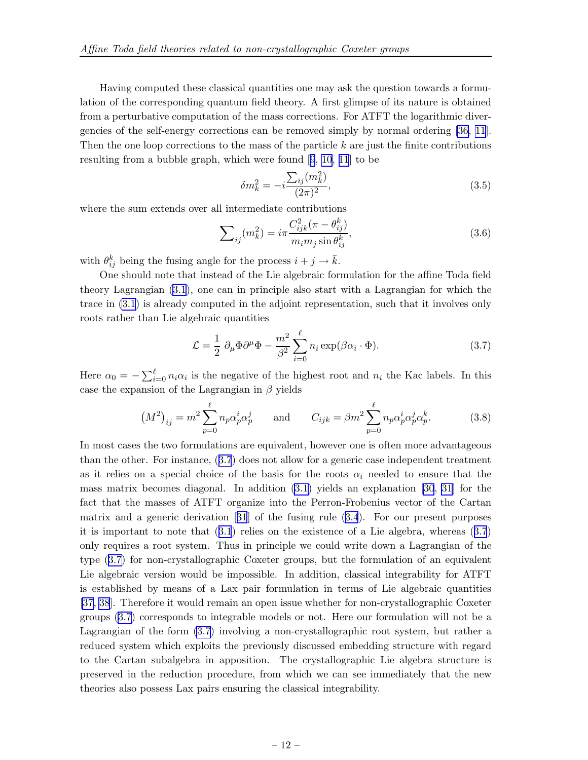Having computed these classical quantities one may ask the question towards a formulation of the corresponding quantum field theory. A first glimpse of its nature is obtained from a perturbative computation of the mass corrections. For ATFT the logarithmic divergencies of the self-energy corrections can be removed simply by normal ordering [36, 11]. Then the one loop corrections to the mass of the particle $k$ are just the finite contributions resulting from a bubble graph, which were found [9, 10, 11] to be

$$\delta m_k^2 = -i \frac{\sum_{ij}(m_k^2)}{(2\pi)^2}, \tag{3.5}$$

where the sum extends over all intermediate contributions

$$\sum\nolimits_{ij}(m_k^2) = i\pi \frac{C_{ijk}^2(\pi - \theta_{ij}^k)}{m_i m_j \sin\theta_{ij}^k}, \tag{3.6}$$

with $\theta_{ij}^k$ being the fusing angle for the process $i + j \to \bar{k}$.

One should note that instead of the Lie algebraic formulation for the affine Toda field theory Lagrangian (3.1), one can in principle also start with a Lagrangian for which the trace in (3.1) is already computed in the adjoint representation, such that it involves only roots rather than Lie algebraic quantities

$$\mathcal{L} = \frac{1}{2}\,\partial_\mu \Phi \partial^\mu \Phi - \frac{m^2}{\beta^2}\sum_{i=0}^{\ell} n_i \exp(\beta \alpha_i \cdot \Phi). \tag{3.7}$$

Here $\alpha_0 = -\sum_{i=0}^{\ell} n_i \alpha_i$ is the negative of the highest root and $n_i$ the Kac labels. In this case the expansion of the Lagrangian in $\beta$ yields

$$\left(M^2\right)_{ij} = m^2 \sum_{p=0}^{\ell} n_p \alpha_p^i \alpha_p^j \qquad \text{and} \qquad C_{ijk} = \beta m^2 \sum_{p=0}^{\ell} n_p \alpha_p^i \alpha_p^j \alpha_p^k. \tag{3.8}$$

In most cases the two formulations are equivalent, however one is often more advantageous than the other. For instance, (3.7) does not allow for a generic case independent treatment as it relies on a special choice of the basis for the roots $\alpha_i$ needed to ensure that the mass matrix becomes diagonal. In addition (3.1) yields an explanation [30, 31] for the fact that the masses of ATFT organize into the Perron-Frobenius vector of the Cartan matrix and a generic derivation [31] of the fusing rule (3.4). For our present purposes it is important to note that (3.1) relies on the existence of a Lie algebra, whereas (3.7) only requires a root system. Thus in principle we could write down a Lagrangian of the type (3.7) for non-crystallographic Coxeter groups, but the formulation of an equivalent Lie algebraic version would be impossible. In addition, classical integrability for ATFT is established by means of a Lax pair formulation in terms of Lie algebraic quantities [37, 38]. Therefore it would remain an open issue whether for non-crystallographic Coxeter groups (3.7) corresponds to integrable models or not. Here our formulation will not be a Lagrangian of the form (3.7) involving a non-crystallographic root system, but rather a reduced system which exploits the previously discussed embedding structure with regard to the Cartan subalgebra in apposition. The crystallographic Lie algebra structure is preserved in the reduction procedure, from which we can see immediately that the new theories also possess Lax pairs ensuring the classical integrability.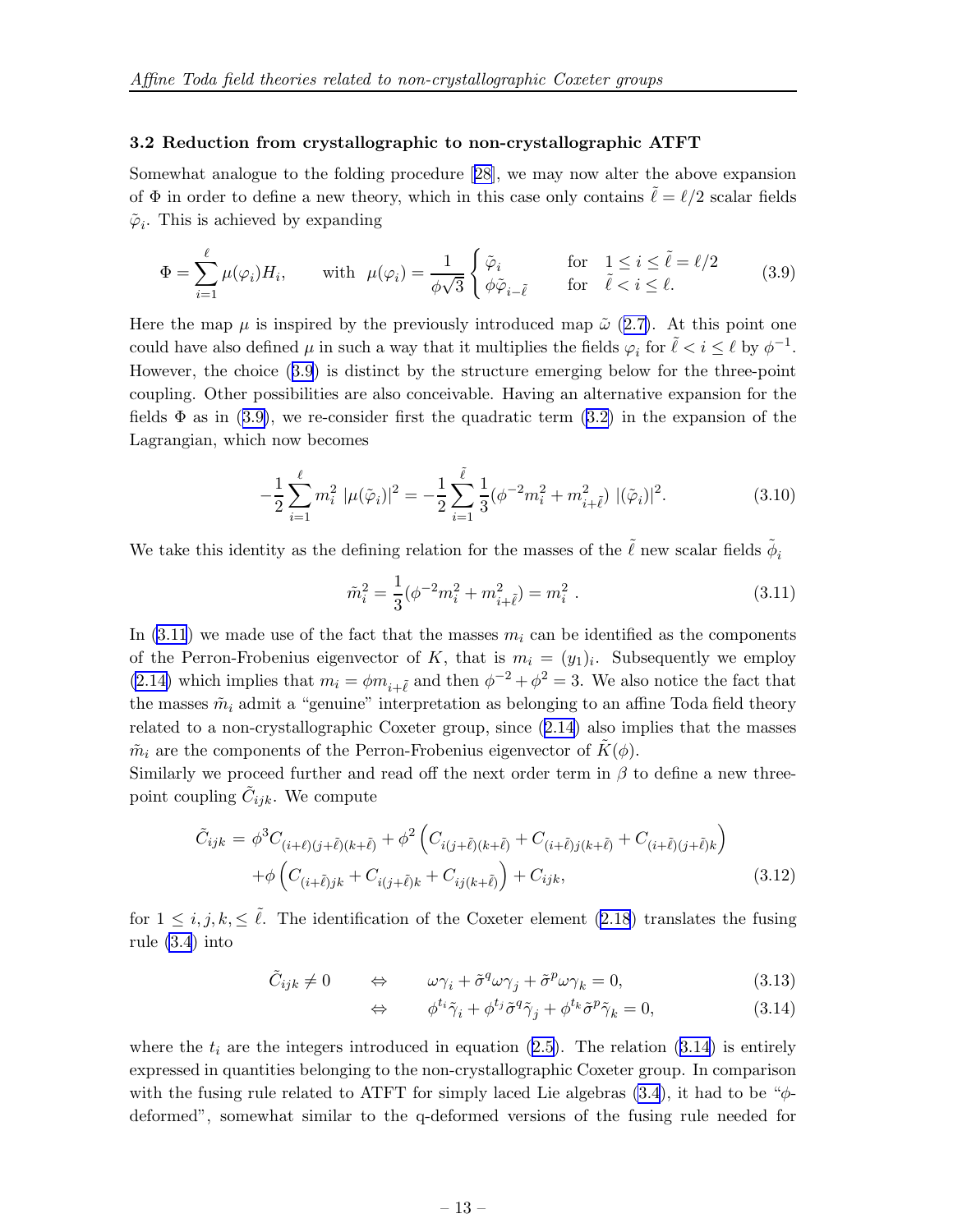### 3.2 Reduction from crystallographic to non-crystallographic ATFT

Somewhat analogue to the folding procedure [28], we may now alter the above expansion of $\Phi$ in order to define a new theory, which in this case only contains $\tilde{\ell} = \ell/2$ scalar fields $\tilde{\varphi}_i$. This is achieved by expanding

$$\Phi = \sum_{i=1}^{\ell} \mu(\varphi_i) H_i, \qquad \text{with} \;\; \mu(\varphi_i) = \frac{1}{\phi\sqrt{3}} \begin{cases} \tilde{\varphi}_i & \text{for} \quad 1 \leq i \leq \tilde{\ell} = \ell/2 \\ \phi \tilde{\varphi}_{i-\tilde{\ell}} & \text{for} \quad \tilde{\ell} < i \leq \ell. \end{cases} \tag{3.9}$$

Here the map $\mu$ is inspired by the previously introduced map $\tilde{\omega}$ (2.7). At this point one could have also defined $\mu$ in such a way that it multiplies the fields $\varphi_i$ for $\tilde{\ell} < i \leq \ell$ by $\phi^{-1}$. However, the choice (3.9) is distinct by the structure emerging below for the three-point coupling. Other possibilities are also conceivable. Having an alternative expansion for the fields $\Phi$ as in (3.9), we re-consider first the quadratic term (3.2) in the expansion of the Lagrangian, which now becomes

$$-\frac{1}{2} \sum_{i=1}^{\ell} m_i^2 \, |\mu(\tilde{\varphi}_i)|^2 = -\frac{1}{2} \sum_{i=1}^{\tilde{\ell}} \frac{1}{3} (\phi^{-2} m_i^2 + m_{i+\tilde{\ell}}^2) \, |(\tilde{\varphi}_i)|^2. \tag{3.10}$$

We take this identity as the defining relation for the masses of the $\tilde{\ell}$ new scalar fields $\tilde{\phi}_i$

$$\tilde{m}_i^2 = \frac{1}{3} (\phi^{-2} m_i^2 + m_{i+\tilde{\ell}}^2) = m_i^2 \; . \tag{3.11}$$

In (3.11) we made use of the fact that the masses $m_i$ can be identified as the components of the Perron-Frobenius eigenvector of $K$, that is $m_i = (y_1)_i$. Subsequently we employ (2.14) which implies that $m_i = \phi m_{i+\tilde{\ell}}$ and then $\phi^{-2} + \phi^2 = 3$. We also notice the fact that the masses $\tilde{m}_i$ admit a "genuine" interpretation as belonging to an affine Toda field theory related to a non-crystallographic Coxeter group, since (2.14) also implies that the masses $\tilde{m}_i$ are the components of the Perron-Frobenius eigenvector of $\tilde{K}(\phi)$.

Similarly we proceed further and read off the next order term in $\beta$ to define a new three-point coupling $\tilde{C}_{ijk}$. We compute

$$\begin{aligned} \tilde{C}_{ijk} &= \phi^3 C_{(i+\ell)(j+\tilde{\ell})(k+\tilde{\ell})} + \phi^2 \left( C_{i(j+\tilde{\ell})(k+\tilde{\ell})} + C_{(i+\tilde{\ell})j(k+\tilde{\ell})} + C_{(i+\tilde{\ell})(j+\tilde{\ell})k} \right) \\ &\quad + \phi \left( C_{(i+\tilde{\ell})jk} + C_{i(j+\tilde{\ell})k} + C_{ij(k+\tilde{\ell})} \right) + C_{ijk}, \end{aligned} \tag{3.12}$$

for $1 \leq i, j, k, \leq \tilde{\ell}$. The identification of the Coxeter element (2.18) translates the fusing rule (3.4) into

$$\tilde{C}_{ijk} \neq 0 \qquad \Leftrightarrow \qquad \omega\gamma_i + \tilde{\sigma}^q \omega \gamma_j + \tilde{\sigma}^p \omega \gamma_k = 0, \tag{3.13}$$

$$\Leftrightarrow \qquad \phi^{t_i} \tilde{\gamma}_i + \phi^{t_j} \tilde{\sigma}^q \tilde{\gamma}_j + \phi^{t_k} \tilde{\sigma}^p \tilde{\gamma}_k = 0, \tag{3.14}$$

where the $t_i$ are the integers introduced in equation (2.5). The relation (3.14) is entirely expressed in quantities belonging to the non-crystallographic Coxeter group. In comparison with the fusing rule related to ATFT for simply laced Lie algebras (3.4), it had to be "$\phi$-deformed", somewhat similar to the q-deformed versions of the fusing rule needed for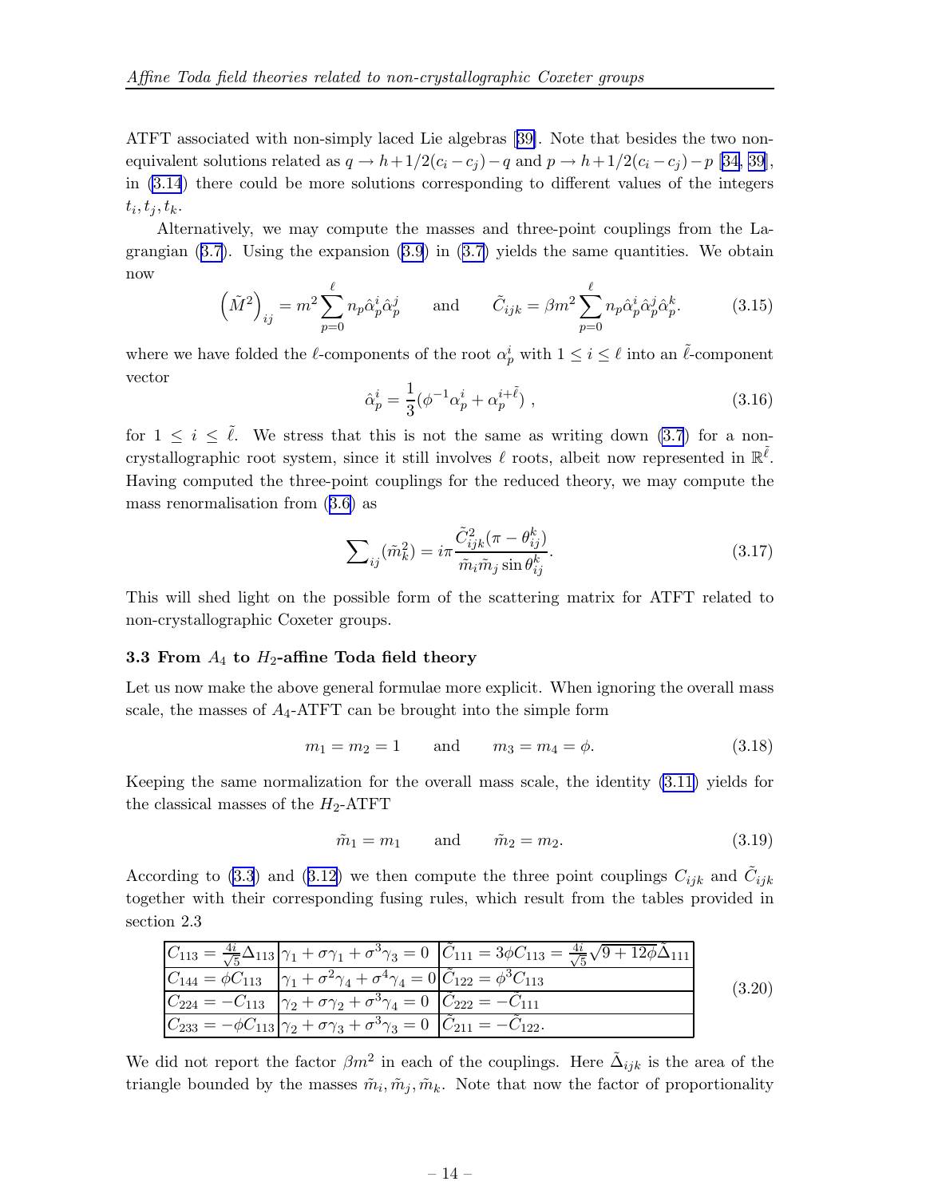ATFT associated with non-simply laced Lie algebras [39]. Note that besides the two non-equivalent solutions related as $q \to h + 1/2(c_i - c_j) - q$ and $p \to h + 1/2(c_i - c_j) - p$ [34, 39], in (3.14) there could be more solutions corresponding to different values of the integers $t_i, t_j, t_k$.

Alternatively, we may compute the masses and three-point couplings from the Lagrangian (3.7). Using the expansion (3.9) in (3.7) yields the same quantities. We obtain now

$$\left(\tilde{M}^2\right)_{ij} = m^2 \sum_{p=0}^{\ell} n_p \hat{\alpha}_p^i \hat{\alpha}_p^j \qquad \text{and} \qquad \tilde{C}_{ijk} = \beta m^2 \sum_{p=0}^{\ell} n_p \hat{\alpha}_p^i \hat{\alpha}_p^j \hat{\alpha}_p^k. \tag{3.15}$$

where we have folded the $\ell$-components of the root $\alpha_p^i$ with $1 \leq i \leq \ell$ into an $\tilde{\ell}$-component vector

$$\hat{\alpha}_p^i = \frac{1}{3}(\phi^{-1}\alpha_p^i + \alpha_p^{i+\tilde{\ell}}) , \tag{3.16}$$

for $1 \leq i \leq \tilde{\ell}$. We stress that this is not the same as writing down (3.7) for a non-crystallographic root system, since it still involves $\ell$ roots, albeit now represented in $\mathbb{R}^{\tilde{\ell}}$. Having computed the three-point couplings for the reduced theory, we may compute the mass renormalisation from (3.6) as

$$\sum\nolimits_{ij} (\tilde{m}_k^2) = i\pi \frac{\tilde{C}_{ijk}^2 (\pi - \theta_{ij}^k)}{\tilde{m}_i \tilde{m}_j \sin \theta_{ij}^k}. \tag{3.17}$$

This will shed light on the possible form of the scattering matrix for ATFT related to non-crystallographic Coxeter groups.

### 3.3 From $A_4$ to $H_2$-affine Toda field theory

Let us now make the above general formulae more explicit. When ignoring the overall mass scale, the masses of $A_4$-ATFT can be brought into the simple form

$$m_1 = m_2 = 1 \qquad \text{and} \qquad m_3 = m_4 = \phi. \tag{3.18}$$

Keeping the same normalization for the overall mass scale, the identity (3.11) yields for the classical masses of the $H_2$-ATFT

$$\tilde{m}_1 = m_1 \qquad \text{and} \qquad \tilde{m}_2 = m_2. \tag{3.19}$$

According to (3.3) and (3.12) we then compute the three point couplings $C_{ijk}$ and $\tilde{C}_{ijk}$ together with their corresponding fusing rules, which result from the tables provided in section 2.3

| | | |
|---|---|---|
| $C_{113} = \frac{4i}{\sqrt{5}} \Delta_{113}$ | $\gamma_1 + \sigma\gamma_1 + \sigma^3\gamma_3 = 0$ | $\tilde{C}_{111} = 3\phi C_{113} = \frac{4i}{\sqrt{5}}\sqrt{9+12\phi}\tilde{\Delta}_{111}$ |
| $C_{144} = \phi C_{113}$ | $\gamma_1 + \sigma^2\gamma_4 + \sigma^4\gamma_4 = 0$ | $\tilde{C}_{122} = \phi^3 C_{113}$ |
| $C_{224} = -C_{113}$ | $\gamma_2 + \sigma\gamma_2 + \sigma^3\gamma_4 = 0$ | $\tilde{C}_{222} = -\tilde{C}_{111}$ |
| $C_{233} = -\phi C_{113}$ | $\gamma_2 + \sigma\gamma_3 + \sigma^3\gamma_3 = 0$ | $\tilde{C}_{211} = -\tilde{C}_{122}$. |

(3.20)

We did not report the factor $\beta m^2$ in each of the couplings. Here $\tilde{\Delta}_{ijk}$ is the area of the triangle bounded by the masses $\tilde{m}_i, \tilde{m}_j, \tilde{m}_k$. Note that now the factor of proportionality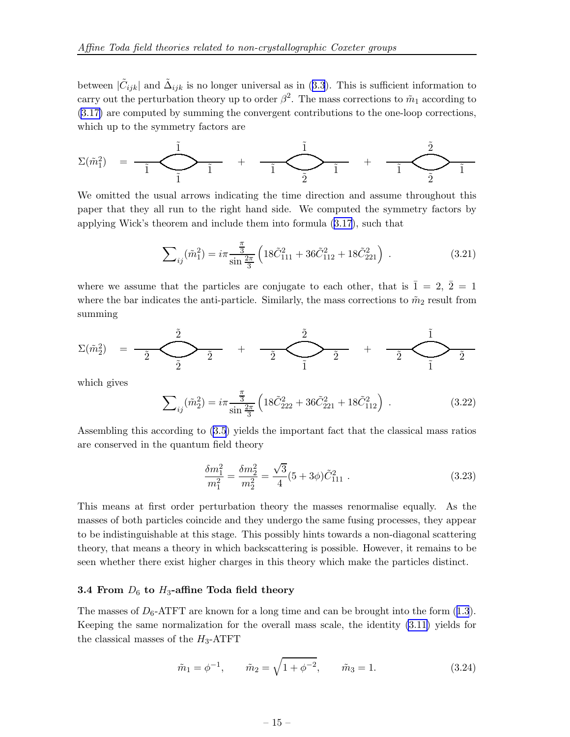between $|\tilde{C}_{ijk}|$ and $\tilde{\Delta}_{ijk}$ is no longer universal as in (3.3). This is sufficient information to carry out the perturbation theory up to order $\beta^2$. The mass corrections to $\tilde{m}_1$ according to (3.17) are computed by summing the convergent contributions to the one-loop corrections, which up to the symmetry factors are

$$\Sigma(\tilde{m}_1^2) \quad = \quad \text{[loop: external } \tilde{1}, \tilde{1}; \text{ internal } \tilde{1}, \tilde{1}] \quad + \quad \text{[loop: external } \tilde{1}, \tilde{1}; \text{ internal } \tilde{1}, \tilde{2}] \quad + \quad \text{[loop: external } \tilde{1}, \tilde{1}; \text{ internal } \tilde{2}, \tilde{2}]$$

We omitted the usual arrows indicating the time direction and assume throughout this paper that they all run to the right hand side. We computed the symmetry factors by applying Wick's theorem and include them into formula (3.17), such that

$$\sum\nolimits_{ij}(\tilde{m}_1^2) = i\pi \frac{\frac{\pi}{3}}{\sin\frac{2\pi}{3}} \left(18\tilde{C}_{111}^2 + 36\tilde{C}_{112}^2 + 18\tilde{C}_{221}^2\right) \ . \tag{3.21}$$

where we assume that the particles are conjugate to each other, that is $\bar{1} = 2$, $\bar{2} = 1$ where the bar indicates the anti-particle. Similarly, the mass corrections to $\tilde{m}_2$ result from summing

$$\Sigma(\tilde{m}_2^2) \quad = \quad \text{[loop: external } \tilde{2}, \tilde{2}; \text{ internal } \tilde{2}, \tilde{2}] \quad + \quad \text{[loop: external } \tilde{2}, \tilde{2}; \text{ internal } \tilde{2}, \tilde{1}] \quad + \quad \text{[loop: external } \tilde{2}, \tilde{2}; \text{ internal } \tilde{1}, \tilde{1}]$$

which gives

$$\sum\nolimits_{ij}(\tilde{m}_2^2) = i\pi \frac{\frac{\pi}{3}}{\sin\frac{2\pi}{3}} \left(18\tilde{C}_{222}^2 + 36\tilde{C}_{221}^2 + 18\tilde{C}_{112}^2\right) \ . \tag{3.22}$$

Assembling this according to (3.5) yields the important fact that the classical mass ratios are conserved in the quantum field theory

$$\frac{\delta m_1^2}{m_1^2} = \frac{\delta m_2^2}{m_2^2} = \frac{\sqrt{3}}{4}(5 + 3\phi)\tilde{C}_{111}^2 \ . \tag{3.23}$$

This means at first order perturbation theory the masses renormalise equally. As the masses of both particles coincide and they undergo the same fusing processes, they appear to be indistinguishable at this stage. This possibly hints towards a non-diagonal scattering theory, that means a theory in which backscattering is possible. However, it remains to be seen whether there exist higher charges in this theory which make the particles distinct.

### 3.4 From $D_6$ to $H_3$-affine Toda field theory

The masses of $D_6$-ATFT are known for a long time and can be brought into the form (1.3). Keeping the same normalization for the overall mass scale, the identity (3.11) yields for the classical masses of the $H_3$-ATFT

$$\tilde{m}_1 = \phi^{-1}, \qquad \tilde{m}_2 = \sqrt{1 + \phi^{-2}}, \qquad \tilde{m}_3 = 1. \tag{3.24}$$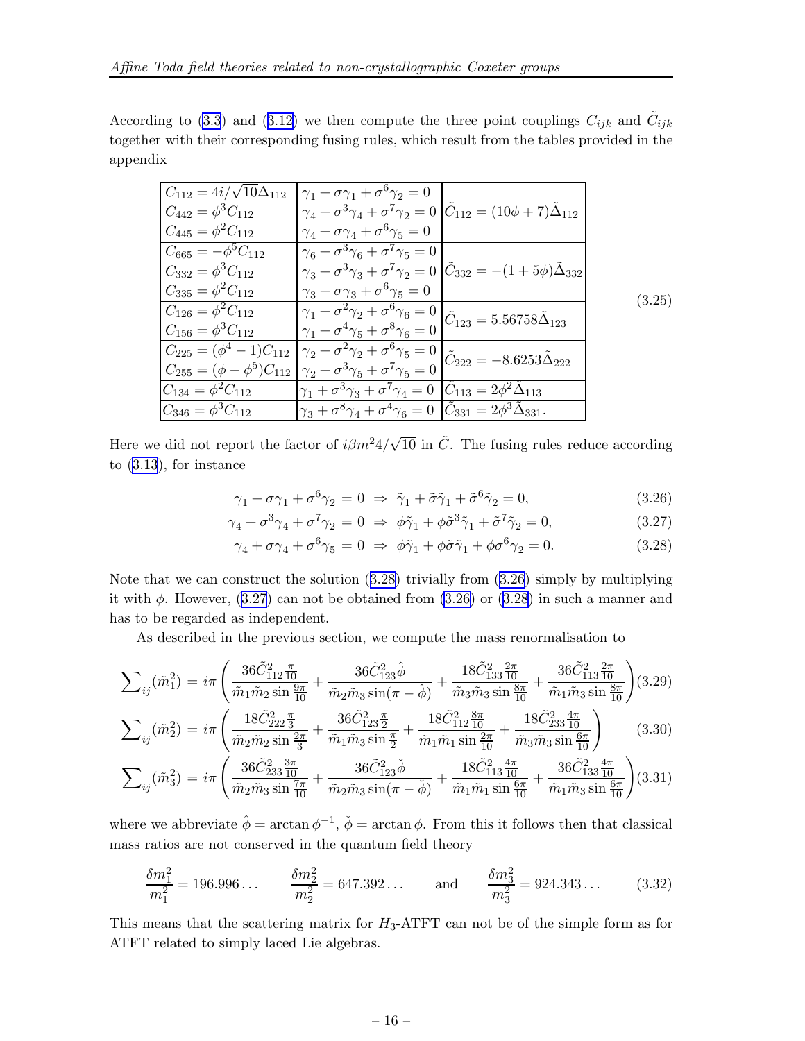According to (3.3) and (3.12) we then compute the three point couplings $C_{ijk}$ and $\tilde{C}_{ijk}$ together with their corresponding fusing rules, which result from the tables provided in the appendix

$$
\begin{array}{|l|l|l|}
\hline
C_{112} = 4i/\sqrt{10}\Delta_{112} & \gamma_1 + \sigma\gamma_1 + \sigma^6\gamma_2 = 0 & \\
C_{442} = \phi^3 C_{112} & \gamma_4 + \sigma^3\gamma_4 + \sigma^7\gamma_2 = 0 & \tilde{C}_{112} = (10\phi + 7)\tilde{\Delta}_{112} \\
C_{445} = \phi^2 C_{112} & \gamma_4 + \sigma\gamma_4 + \sigma^6\gamma_5 = 0 & \\
\hline
C_{665} = -\phi^5 C_{112} & \gamma_6 + \sigma^3\gamma_6 + \sigma^7\gamma_5 = 0 & \\
C_{332} = \phi^3 C_{112} & \gamma_3 + \sigma^3\gamma_3 + \sigma^7\gamma_2 = 0 & \tilde{C}_{332} = -(1+5\phi)\tilde{\Delta}_{332} \\
C_{335} = \phi^2 C_{112} & \gamma_3 + \sigma\gamma_3 + \sigma^6\gamma_5 = 0 & \\
\hline
C_{126} = \phi^2 C_{112} & \gamma_1 + \sigma^2\gamma_2 + \sigma^6\gamma_6 = 0 & \tilde{C}_{123} = 5.56758\tilde{\Delta}_{123} \\
C_{156} = \phi^3 C_{112} & \gamma_1 + \sigma^4\gamma_5 + \sigma^8\gamma_6 = 0 & \\
\hline
C_{225} = (\phi^4 - 1) C_{112} & \gamma_2 + \sigma^2\gamma_2 + \sigma^6\gamma_5 = 0 & \tilde{C}_{222} = -8.6253\tilde{\Delta}_{222} \\
C_{255} = (\phi - \phi^5) C_{112} & \gamma_2 + \sigma^3\gamma_5 + \sigma^7\gamma_5 = 0 & \\
\hline
C_{134} = \phi^2 C_{112} & \gamma_1 + \sigma^3\gamma_3 + \sigma^7\gamma_4 = 0 & \tilde{C}_{113} = 2\phi^2\tilde{\Delta}_{113} \\
\hline
C_{346} = \phi^3 C_{112} & \gamma_3 + \sigma^8\gamma_4 + \sigma^4\gamma_6 = 0 & \tilde{C}_{331} = 2\phi^3\tilde{\Delta}_{331}. \\
\hline
\end{array}
\tag{3.25}
$$

Here we did not report the factor of $i\beta m^2 4/\sqrt{10}$ in $\tilde{C}$. The fusing rules reduce according to (3.13), for instance

$$\gamma_1 + \sigma\gamma_1 + \sigma^6\gamma_2 = 0 \;\Rightarrow\; \tilde{\gamma}_1 + \tilde{\sigma}\tilde{\gamma}_1 + \tilde{\sigma}^6\tilde{\gamma}_2 = 0, \tag{3.26}$$

$$\gamma_4 + \sigma^3\gamma_4 + \sigma^7\gamma_2 = 0 \;\Rightarrow\; \phi\tilde{\gamma}_1 + \phi\tilde{\sigma}^3\tilde{\gamma}_1 + \tilde{\sigma}^7\tilde{\gamma}_2 = 0, \tag{3.27}$$

$$\gamma_4 + \sigma\gamma_4 + \sigma^6\gamma_5 = 0 \;\Rightarrow\; \phi\tilde{\gamma}_1 + \phi\tilde{\sigma}\tilde{\gamma}_1 + \phi\sigma^6\gamma_2 = 0. \tag{3.28}$$

Note that we can construct the solution (3.28) trivially from (3.26) simply by multiplying it with $\phi$. However, (3.27) can not be obtained from (3.26) or (3.28) in such a manner and has to be regarded as independent.

As described in the previous section, we compute the mass renormalisation to

$$\sum\nolimits_{ij}(\tilde{m}_1^2) = i\pi\left(\frac{36\tilde{C}_{112}^2\frac{\pi}{10}}{\tilde{m}_1\tilde{m}_2\sin\frac{9\pi}{10}} + \frac{36\tilde{C}_{123}^2\hat{\phi}}{\tilde{m}_2\tilde{m}_3\sin(\pi-\hat{\phi})} + \frac{18\tilde{C}_{133}^2\frac{2\pi}{10}}{\tilde{m}_3\tilde{m}_3\sin\frac{8\pi}{10}} + \frac{36\tilde{C}_{113}^2\frac{2\pi}{10}}{\tilde{m}_1\tilde{m}_3\sin\frac{8\pi}{10}}\right) \tag{3.29}$$

$$\sum\nolimits_{ij}(\tilde{m}_2^2) = i\pi\left(\frac{18\tilde{C}_{222}^2\frac{\pi}{3}}{\tilde{m}_2\tilde{m}_2\sin\frac{2\pi}{3}} + \frac{36\tilde{C}_{123}^2\frac{\pi}{2}}{\tilde{m}_1\tilde{m}_3\sin\frac{\pi}{2}} + \frac{18\tilde{C}_{112}^2\frac{8\pi}{10}}{\tilde{m}_1\tilde{m}_1\sin\frac{2\pi}{10}} + \frac{18\tilde{C}_{233}^2\frac{4\pi}{10}}{\tilde{m}_3\tilde{m}_3\sin\frac{6\pi}{10}}\right) \tag{3.30}$$

$$\sum\nolimits_{ij}(\tilde{m}_3^2) = i\pi\left(\frac{36\tilde{C}_{233}^2\frac{3\pi}{10}}{\tilde{m}_2\tilde{m}_3\sin\frac{7\pi}{10}} + \frac{36\tilde{C}_{123}^2\check{\phi}}{\tilde{m}_2\tilde{m}_3\sin(\pi-\check{\phi})} + \frac{18\tilde{C}_{113}^2\frac{4\pi}{10}}{\tilde{m}_1\tilde{m}_1\sin\frac{6\pi}{10}} + \frac{36\tilde{C}_{133}^2\frac{4\pi}{10}}{\tilde{m}_1\tilde{m}_3\sin\frac{6\pi}{10}}\right) \tag{3.31}$$

where we abbreviate $\hat{\phi} = \arctan\phi^{-1}$, $\check{\phi} = \arctan\phi$. From this it follows then that classical mass ratios are not conserved in the quantum field theory

$$\frac{\delta m_1^2}{m_1^2} = 196.996\ldots \qquad \frac{\delta m_2^2}{m_2^2} = 647.392\ldots \qquad \text{and} \qquad \frac{\delta m_3^2}{m_3^2} = 924.343\ldots \tag{3.32}$$

This means that the scattering matrix for $H_3$-ATFT can not be of the simple form as for ATFT related to simply laced Lie algebras.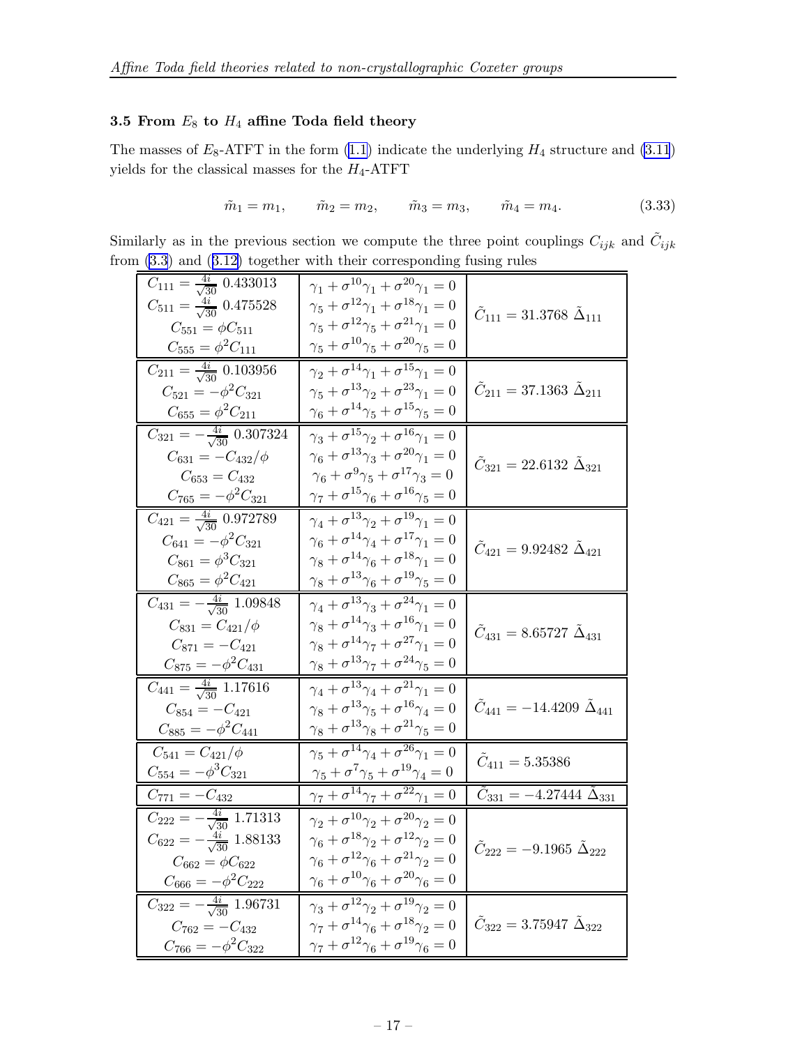### 3.5 From $E_8$ to $H_4$ affine Toda field theory

The masses of $E_8$-ATFT in the form (1.1) indicate the underlying $H_4$ structure and (3.11) yields for the classical masses for the $H_4$-ATFT

$$\tilde{m}_1 = m_1, \qquad \tilde{m}_2 = m_2, \qquad \tilde{m}_3 = m_3, \qquad \tilde{m}_4 = m_4. \tag{3.33}$$

Similarly as in the previous section we compute the three point couplings $C_{ijk}$ and $\tilde{C}_{ijk}$ from (3.3) and (3.12) together with their corresponding fusing rules

| $C_{ijk}$ | Fusing rules | $\tilde{C}_{ijk}$ |
|---|---|---|
| $C_{111} = \frac{4i}{\sqrt{30}}\ 0.433013$<br>$C_{511} = \frac{4i}{\sqrt{30}}\ 0.475528$<br>$C_{551} = \phi C_{511}$<br>$C_{555} = \phi^2 C_{111}$ | $\gamma_1 + \sigma^{10}\gamma_1 + \sigma^{20}\gamma_1 = 0$<br>$\gamma_5 + \sigma^{12}\gamma_1 + \sigma^{18}\gamma_1 = 0$<br>$\gamma_5 + \sigma^{12}\gamma_5 + \sigma^{21}\gamma_1 = 0$<br>$\gamma_5 + \sigma^{10}\gamma_5 + \sigma^{20}\gamma_5 = 0$ | $\tilde{C}_{111} = 31.3768\ \tilde{\Delta}_{111}$ |
| $C_{211} = \frac{4i}{\sqrt{30}}\ 0.103956$<br>$C_{521} = -\phi^2 C_{321}$<br>$C_{655} = \phi^2 C_{211}$ | $\gamma_2 + \sigma^{14}\gamma_1 + \sigma^{15}\gamma_1 = 0$<br>$\gamma_5 + \sigma^{13}\gamma_2 + \sigma^{23}\gamma_1 = 0$<br>$\gamma_6 + \sigma^{14}\gamma_5 + \sigma^{15}\gamma_5 = 0$ | $\tilde{C}_{211} = 37.1363\ \tilde{\Delta}_{211}$ |
| $C_{321} = -\frac{4i}{\sqrt{30}}\ 0.307324$<br>$C_{631} = -C_{432}/\phi$<br>$C_{653} = C_{432}$<br>$C_{765} = -\phi^2 C_{321}$ | $\gamma_3 + \sigma^{15}\gamma_2 + \sigma^{16}\gamma_1 = 0$<br>$\gamma_6 + \sigma^{13}\gamma_3 + \sigma^{20}\gamma_1 = 0$<br>$\gamma_6 + \sigma^{9}\gamma_5 + \sigma^{17}\gamma_3 = 0$<br>$\gamma_7 + \sigma^{15}\gamma_6 + \sigma^{16}\gamma_5 = 0$ | $\tilde{C}_{321} = 22.6132\ \tilde{\Delta}_{321}$ |
| $C_{421} = \frac{4i}{\sqrt{30}}\ 0.972789$<br>$C_{641} = -\phi^2 C_{321}$<br>$C_{861} = \phi^3 C_{321}$<br>$C_{865} = \phi^2 C_{421}$ | $\gamma_4 + \sigma^{13}\gamma_2 + \sigma^{19}\gamma_1 = 0$<br>$\gamma_6 + \sigma^{14}\gamma_4 + \sigma^{17}\gamma_1 = 0$<br>$\gamma_8 + \sigma^{14}\gamma_6 + \sigma^{18}\gamma_1 = 0$<br>$\gamma_8 + \sigma^{13}\gamma_6 + \sigma^{19}\gamma_5 = 0$ | $\tilde{C}_{421} = 9.92482\ \tilde{\Delta}_{421}$ |
| $C_{431} = -\frac{4i}{\sqrt{30}}\ 1.09848$<br>$C_{831} = C_{421}/\phi$<br>$C_{871} = -C_{421}$<br>$C_{875} = -\phi^2 C_{431}$ | $\gamma_4 + \sigma^{13}\gamma_3 + \sigma^{24}\gamma_1 = 0$<br>$\gamma_8 + \sigma^{14}\gamma_3 + \sigma^{16}\gamma_1 = 0$<br>$\gamma_8 + \sigma^{14}\gamma_7 + \sigma^{27}\gamma_1 = 0$<br>$\gamma_8 + \sigma^{13}\gamma_7 + \sigma^{24}\gamma_5 = 0$ | $\tilde{C}_{431} = 8.65727\ \tilde{\Delta}_{431}$ |
| $C_{441} = \frac{4i}{\sqrt{30}}\ 1.17616$<br>$C_{854} = -C_{421}$<br>$C_{885} = -\phi^2 C_{441}$ | $\gamma_4 + \sigma^{13}\gamma_4 + \sigma^{21}\gamma_1 = 0$<br>$\gamma_8 + \sigma^{13}\gamma_5 + \sigma^{16}\gamma_4 = 0$<br>$\gamma_8 + \sigma^{13}\gamma_8 + \sigma^{21}\gamma_5 = 0$ | $\tilde{C}_{441} = -14.4209\ \tilde{\Delta}_{441}$ |
| $C_{541} = C_{421}/\phi$<br>$C_{554} = -\phi^3 C_{321}$ | $\gamma_5 + \sigma^{14}\gamma_4 + \sigma^{26}\gamma_1 = 0$<br>$\gamma_5 + \sigma^{7}\gamma_5 + \sigma^{19}\gamma_4 = 0$ | $\tilde{C}_{411} = 5.35386$ |
| $C_{771} = -C_{432}$ | $\gamma_7 + \sigma^{14}\gamma_7 + \sigma^{22}\gamma_1 = 0$ | $\tilde{C}_{331} = -4.27444\ \tilde{\Delta}_{331}$ |
| $C_{222} = -\frac{4i}{\sqrt{30}}\ 1.71313$<br>$C_{622} = -\frac{4i}{\sqrt{30}}\ 1.88133$<br>$C_{662} = \phi C_{622}$<br>$C_{666} = -\phi^2 C_{222}$ | $\gamma_2 + \sigma^{10}\gamma_2 + \sigma^{20}\gamma_2 = 0$<br>$\gamma_6 + \sigma^{18}\gamma_2 + \sigma^{12}\gamma_2 = 0$<br>$\gamma_6 + \sigma^{12}\gamma_6 + \sigma^{21}\gamma_2 = 0$<br>$\gamma_6 + \sigma^{10}\gamma_6 + \sigma^{20}\gamma_6 = 0$ | $\tilde{C}_{222} = -9.1965\ \tilde{\Delta}_{222}$ |
| $C_{322} = -\frac{4i}{\sqrt{30}}\ 1.96731$<br>$C_{762} = -C_{432}$<br>$C_{766} = -\phi^2 C_{322}$ | $\gamma_3 + \sigma^{12}\gamma_2 + \sigma^{19}\gamma_2 = 0$<br>$\gamma_7 + \sigma^{14}\gamma_6 + \sigma^{18}\gamma_2 = 0$<br>$\gamma_7 + \sigma^{12}\gamma_6 + \sigma^{19}\gamma_6 = 0$ | $\tilde{C}_{322} = 3.75947\ \tilde{\Delta}_{322}$ |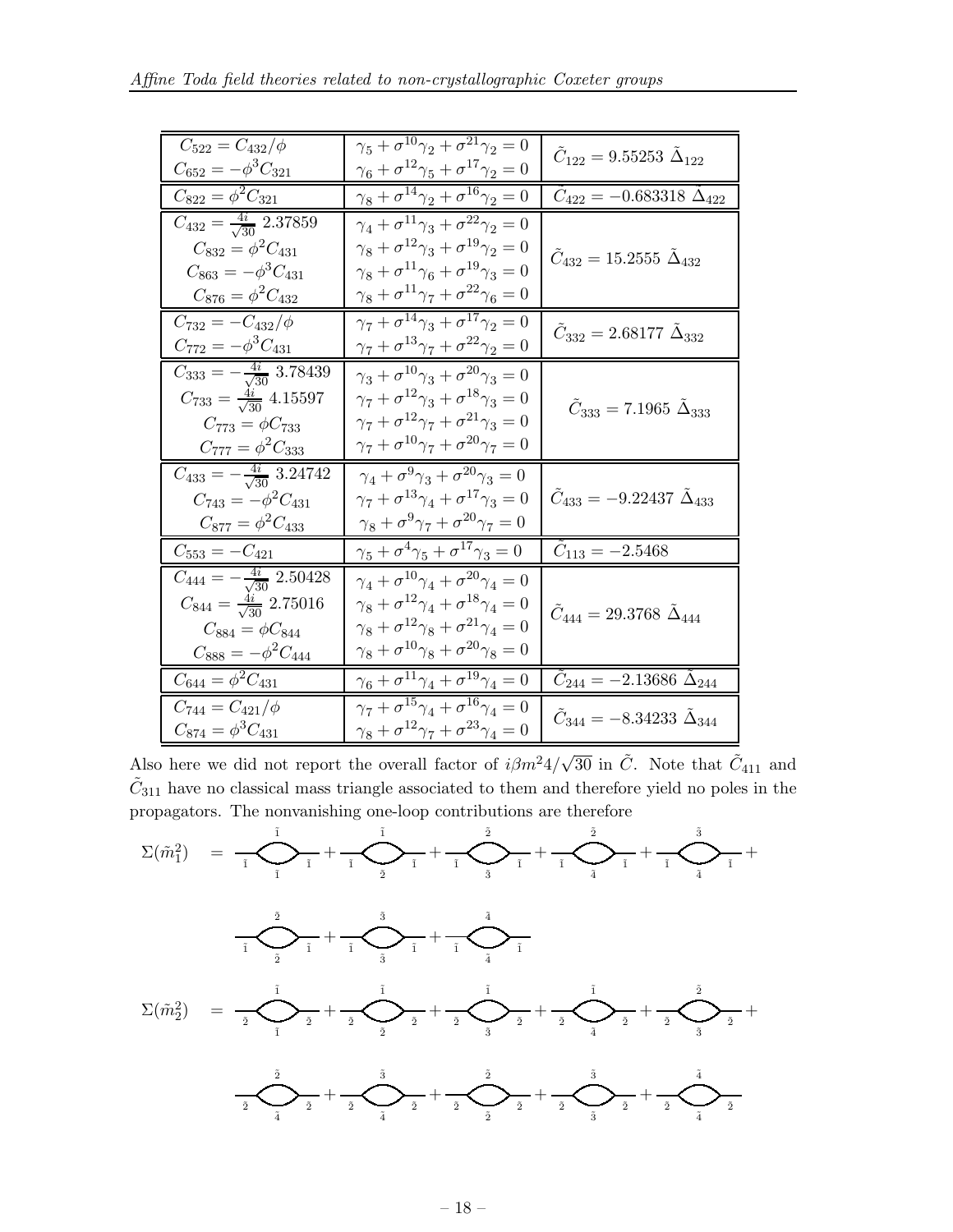| | | |
|---|---|---|
| $C_{522} = C_{432}/\phi$ | $\gamma_5 + \sigma^{10}\gamma_2 + \sigma^{21}\gamma_2 = 0$ | $\tilde{C}_{122} = 9.55253\ \tilde{\Delta}_{122}$ |
| $C_{652} = -\phi^3 C_{321}$ | $\gamma_6 + \sigma^{12}\gamma_5 + \sigma^{17}\gamma_2 = 0$ | |
| $C_{822} = \phi^2 C_{321}$ | $\gamma_8 + \sigma^{14}\gamma_2 + \sigma^{16}\gamma_2 = 0$ | $\tilde{C}_{422} = -0.683318\ \tilde{\Delta}_{422}$ |
| $C_{432} = \frac{4i}{\sqrt{30}}\ 2.37859$ | $\gamma_4 + \sigma^{11}\gamma_3 + \sigma^{22}\gamma_2 = 0$ | $\tilde{C}_{432} = 15.2555\ \tilde{\Delta}_{432}$ |
| $C_{832} = \phi^2 C_{431}$ | $\gamma_8 + \sigma^{12}\gamma_3 + \sigma^{19}\gamma_2 = 0$ | |
| $C_{863} = -\phi^3 C_{431}$ | $\gamma_8 + \sigma^{11}\gamma_6 + \sigma^{19}\gamma_3 = 0$ | |
| $C_{876} = \phi^2 C_{432}$ | $\gamma_8 + \sigma^{11}\gamma_7 + \sigma^{22}\gamma_6 = 0$ | |
| $C_{732} = -C_{432}/\phi$ | $\gamma_7 + \sigma^{14}\gamma_3 + \sigma^{17}\gamma_2 = 0$ | $\tilde{C}_{332} = 2.68177\ \tilde{\Delta}_{332}$ |
| $C_{772} = -\phi^3 C_{431}$ | $\gamma_7 + \sigma^{13}\gamma_7 + \sigma^{22}\gamma_2 = 0$ | |
| $C_{333} = -\frac{4i}{\sqrt{30}}\ 3.78439$ | $\gamma_3 + \sigma^{10}\gamma_3 + \sigma^{20}\gamma_3 = 0$ | $\tilde{C}_{333} = 7.1965\ \tilde{\Delta}_{333}$ |
| $C_{733} = \frac{4i}{\sqrt{30}}\ 4.15597$ | $\gamma_7 + \sigma^{12}\gamma_3 + \sigma^{18}\gamma_3 = 0$ | |
| $C_{773} = \phi C_{733}$ | $\gamma_7 + \sigma^{12}\gamma_7 + \sigma^{21}\gamma_3 = 0$ | |
| $C_{777} = \phi^2 C_{333}$ | $\gamma_7 + \sigma^{10}\gamma_7 + \sigma^{20}\gamma_7 = 0$ | |
| $C_{433} = -\frac{4i}{\sqrt{30}}\ 3.24742$ | $\gamma_4 + \sigma^{9}\gamma_3 + \sigma^{20}\gamma_3 = 0$ | $\tilde{C}_{433} = -9.22437\ \tilde{\Delta}_{433}$ |
| $C_{743} = -\phi^2 C_{431}$ | $\gamma_7 + \sigma^{13}\gamma_4 + \sigma^{17}\gamma_3 = 0$ | |
| $C_{877} = \phi^2 C_{433}$ | $\gamma_8 + \sigma^{9}\gamma_7 + \sigma^{20}\gamma_7 = 0$ | |
| $C_{553} = -C_{421}$ | $\gamma_5 + \sigma^{4}\gamma_5 + \sigma^{17}\gamma_3 = 0$ | $\tilde{C}_{113} = -2.5468$ |
| $C_{444} = -\frac{4i}{\sqrt{30}}\ 2.50428$ | $\gamma_4 + \sigma^{10}\gamma_4 + \sigma^{20}\gamma_4 = 0$ | $\tilde{C}_{444} = 29.3768\ \tilde{\Delta}_{444}$ |
| $C_{844} = \frac{4i}{\sqrt{30}}\ 2.75016$ | $\gamma_8 + \sigma^{12}\gamma_4 + \sigma^{18}\gamma_4 = 0$ | |
| $C_{884} = \phi C_{844}$ | $\gamma_8 + \sigma^{12}\gamma_8 + \sigma^{21}\gamma_4 = 0$ | |
| $C_{888} = -\phi^2 C_{444}$ | $\gamma_8 + \sigma^{10}\gamma_8 + \sigma^{20}\gamma_8 = 0$ | |
| $C_{644} = \phi^2 C_{431}$ | $\gamma_6 + \sigma^{11}\gamma_4 + \sigma^{19}\gamma_4 = 0$ | $\tilde{C}_{244} = -2.13686\ \tilde{\Delta}_{244}$ |
| $C_{744} = C_{421}/\phi$ | $\gamma_7 + \sigma^{15}\gamma_4 + \sigma^{16}\gamma_4 = 0$ | $\tilde{C}_{344} = -8.34233\ \tilde{\Delta}_{344}$ |
| $C_{874} = \phi^3 C_{431}$ | $\gamma_8 + \sigma^{12}\gamma_7 + \sigma^{23}\gamma_4 = 0$ | |

Also here we did not report the overall factor of $i\beta m^2 4/\sqrt{30}$ in $\tilde{C}$. Note that $\tilde{C}_{411}$ and $\tilde{C}_{311}$ have no classical mass triangle associated to them and therefore yield no poles in the propagators. The nonvanishing one-loop contributions are therefore

$\Sigma(\tilde{m}_1^2)$ = [loop, external $\tilde{1}$, internal $\tilde{1}$, $\tilde{1}$] + [loop, external $\tilde{1}$, internal $\tilde{1}$, $\tilde{2}$] + [loop, external $\tilde{1}$, internal $\tilde{2}$, $\tilde{3}$] + [loop, external $\tilde{1}$, internal $\tilde{2}$, $\tilde{4}$] + [loop, external $\tilde{1}$, internal $\tilde{3}$, $\tilde{4}$] + [loop, external $\tilde{1}$, internal $\tilde{2}$, $\tilde{2}$] + [loop, external $\tilde{1}$, internal $\tilde{3}$, $\tilde{3}$] + [loop, external $\tilde{1}$, internal $\tilde{4}$, $\tilde{4}$]

$\Sigma(\tilde{m}_2^2)$ = [loop, external $\tilde{2}$, internal $\tilde{1}$, $\tilde{1}$] + [loop, external $\tilde{2}$, internal $\tilde{1}$, $\tilde{2}$] + [loop, external $\tilde{2}$, internal $\tilde{1}$, $\tilde{3}$] + [loop, external $\tilde{2}$, internal $\tilde{1}$, $\tilde{4}$] + [loop, external $\tilde{2}$, internal $\tilde{2}$, $\tilde{3}$] + [loop, external $\tilde{2}$, internal $\tilde{2}$, $\tilde{4}$] + [loop, external $\tilde{2}$, internal $\tilde{3}$, $\tilde{4}$] + [loop, external $\tilde{2}$, internal $\tilde{2}$, $\tilde{2}$] + [loop, external $\tilde{2}$, internal $\tilde{3}$, $\tilde{3}$] + [loop, external $\tilde{2}$, internal $\tilde{4}$, $\tilde{4}$]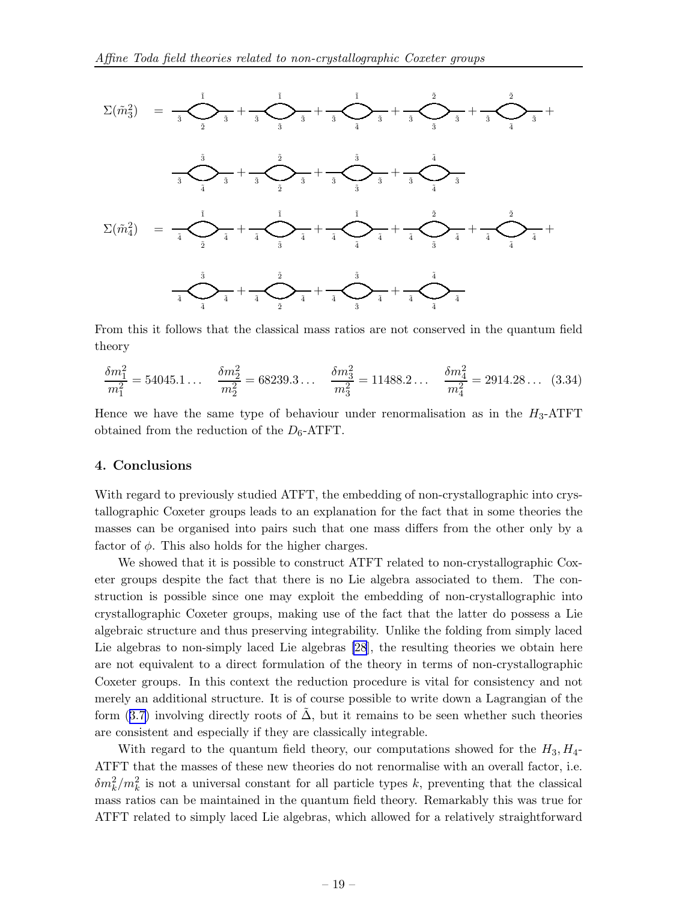$\Sigma(\tilde{m}_3^2)$ = [Feynman diagrams]

$\Sigma(\tilde{m}_4^2)$ = [Feynman diagrams]

From this it follows that the classical mass ratios are not conserved in the quantum field theory

$$\frac{\delta m_1^2}{m_1^2} = 54045.1\ldots \quad \frac{\delta m_2^2}{m_2^2} = 68239.3\ldots \quad \frac{\delta m_3^2}{m_3^2} = 11488.2\ldots \quad \frac{\delta m_4^2}{m_4^2} = 2914.28\ldots \quad (3.34)$$

Hence we have the same type of behaviour under renormalisation as in the $H_3$-ATFT obtained from the reduction of the $D_6$-ATFT.

## 4. Conclusions

With regard to previously studied ATFT, the embedding of non-crystallographic into crystallographic Coxeter groups leads to an explanation for the fact that in some theories the masses can be organised into pairs such that one mass differs from the other only by a factor of $\phi$. This also holds for the higher charges.

We showed that it is possible to construct ATFT related to non-crystallographic Coxeter groups despite the fact that there is no Lie algebra associated to them. The construction is possible since one may exploit the embedding of non-crystallographic into crystallographic Coxeter groups, making use of the fact that the latter do possess a Lie algebraic structure and thus preserving integrability. Unlike the folding from simply laced Lie algebras to non-simply laced Lie algebras [28], the resulting theories we obtain here are not equivalent to a direct formulation of the theory in terms of non-crystallographic Coxeter groups. In this context the reduction procedure is vital for consistency and not merely an additional structure. It is of course possible to write down a Lagrangian of the form (3.7) involving directly roots of $\tilde{\Delta}$, but it remains to be seen whether such theories are consistent and especially if they are classically integrable.

With regard to the quantum field theory, our computations showed for the $H_3, H_4$-ATFT that the masses of these new theories do not renormalise with an overall factor, i.e. $\delta m_k^2/m_k^2$ is not a universal constant for all particle types $k$, preventing that the classical mass ratios can be maintained in the quantum field theory. Remarkably this was true for ATFT related to simply laced Lie algebras, which allowed for a relatively straightforward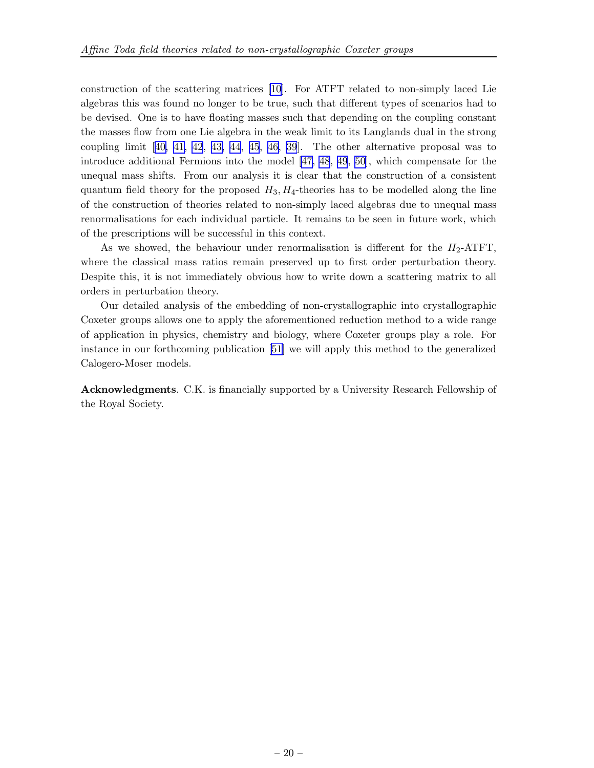construction of the scattering matrices [10]. For ATFT related to non-simply laced Lie algebras this was found no longer to be true, such that different types of scenarios had to be devised. One is to have floating masses such that depending on the coupling constant the masses flow from one Lie algebra in the weak limit to its Langlands dual in the strong coupling limit [40, 41, 42, 43, 44, 45, 46, 39]. The other alternative proposal was to introduce additional Fermions into the model [47, 48, 49, 50], which compensate for the unequal mass shifts. From our analysis it is clear that the construction of a consistent quantum field theory for the proposed $H_3, H_4$-theories has to be modelled along the line of the construction of theories related to non-simply laced algebras due to unequal mass renormalisations for each individual particle. It remains to be seen in future work, which of the prescriptions will be successful in this context.

As we showed, the behaviour under renormalisation is different for the $H_2$-ATFT, where the classical mass ratios remain preserved up to first order perturbation theory. Despite this, it is not immediately obvious how to write down a scattering matrix to all orders in perturbation theory.

Our detailed analysis of the embedding of non-crystallographic into crystallographic Coxeter groups allows one to apply the aforementioned reduction method to a wide range of application in physics, chemistry and biology, where Coxeter groups play a role. For instance in our forthcoming publication [51] we will apply this method to the generalized Calogero-Moser models.

**Acknowledgments**. C.K. is financially supported by a University Research Fellowship of the Royal Society.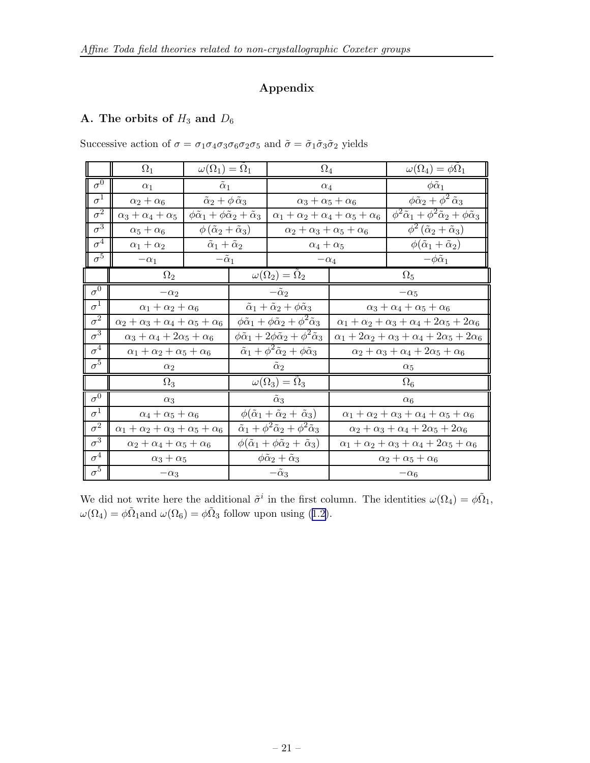## Appendix

### A. The orbits of $H_3$ and $D_6$

Successive action of $\sigma = \sigma_1\sigma_4\sigma_3\sigma_6\sigma_2\sigma_5$ and $\tilde{\sigma} = \tilde{\sigma}_1\tilde{\sigma}_3\tilde{\sigma}_2$ yields

| | $\Omega_1$ | $\omega(\Omega_1) = \tilde{\Omega}_1$ | $\Omega_4$ | $\omega(\Omega_4) = \phi\tilde{\Omega}_1$ |
|---|---|---|---|---|
| $\sigma^0$ | $\alpha_1$ | $\tilde{\alpha}_1$ | $\alpha_4$ | $\phi\tilde{\alpha}_1$ |
| $\sigma^1$ | $\alpha_2 + \alpha_6$ | $\tilde{\alpha}_2 + \phi\,\tilde{\alpha}_3$ | $\alpha_3 + \alpha_5 + \alpha_6$ | $\phi\tilde{\alpha}_2 + \phi^2\,\tilde{\alpha}_3$ |
| $\sigma^2$ | $\alpha_3 + \alpha_4 + \alpha_5$ | $\phi\tilde{\alpha}_1 + \phi\tilde{\alpha}_2 + \tilde{\alpha}_3$ | $\alpha_1 + \alpha_2 + \alpha_4 + \alpha_5 + \alpha_6$ | $\phi^2\tilde{\alpha}_1 + \phi^2\tilde{\alpha}_2 + \phi\tilde{\alpha}_3$ |
| $\sigma^3$ | $\alpha_5 + \alpha_6$ | $\phi\,(\tilde{\alpha}_2 + \tilde{\alpha}_3)$ | $\alpha_2 + \alpha_3 + \alpha_5 + \alpha_6$ | $\phi^2\,(\tilde{\alpha}_2 + \tilde{\alpha}_3)$ |
| $\sigma^4$ | $\alpha_1 + \alpha_2$ | $\tilde{\alpha}_1 + \tilde{\alpha}_2$ | $\alpha_4 + \alpha_5$ | $\phi(\tilde{\alpha}_1 + \tilde{\alpha}_2)$ |
| $\sigma^5$ | $-\alpha_1$ | $-\tilde{\alpha}_1$ | $-\alpha_4$ | $-\phi\tilde{\alpha}_1$ |

| | $\Omega_2$ | $\omega(\Omega_2) = \tilde{\Omega}_2$ | $\Omega_5$ |
|---|---|---|---|
| $\sigma^0$ | $-\alpha_2$ | $-\tilde{\alpha}_2$ | $-\alpha_5$ |
| $\sigma^1$ | $\alpha_1 + \alpha_2 + \alpha_6$ | $\tilde{\alpha}_1 + \tilde{\alpha}_2 + \phi\tilde{\alpha}_3$ | $\alpha_3 + \alpha_4 + \alpha_5 + \alpha_6$ |
| $\sigma^2$ | $\alpha_2 + \alpha_3 + \alpha_4 + \alpha_5 + \alpha_6$ | $\phi\tilde{\alpha}_1 + \phi\tilde{\alpha}_2 + \phi^2\tilde{\alpha}_3$ | $\alpha_1 + \alpha_2 + \alpha_3 + \alpha_4 + 2\alpha_5 + 2\alpha_6$ |
| $\sigma^3$ | $\alpha_3 + \alpha_4 + 2\alpha_5 + \alpha_6$ | $\phi\tilde{\alpha}_1 + 2\phi\tilde{\alpha}_2 + \phi^2\tilde{\alpha}_3$ | $\alpha_1 + 2\alpha_2 + \alpha_3 + \alpha_4 + 2\alpha_5 + 2\alpha_6$ |
| $\sigma^4$ | $\alpha_1 + \alpha_2 + \alpha_5 + \alpha_6$ | $\tilde{\alpha}_1 + \phi^2\tilde{\alpha}_2 + \phi\tilde{\alpha}_3$ | $\alpha_2 + \alpha_3 + \alpha_4 + 2\alpha_5 + \alpha_6$ |
| $\sigma^5$ | $\alpha_2$ | $\tilde{\alpha}_2$ | $\alpha_5$ |
| | $\Omega_3$ | $\omega(\Omega_3) = \tilde{\Omega}_3$ | $\Omega_6$ |
| $\sigma^0$ | $\alpha_3$ | $\tilde{\alpha}_3$ | $\alpha_6$ |
| $\sigma^1$ | $\alpha_4 + \alpha_5 + \alpha_6$ | $\phi(\tilde{\alpha}_1 + \tilde{\alpha}_2 + \tilde{\alpha}_3)$ | $\alpha_1 + \alpha_2 + \alpha_3 + \alpha_4 + \alpha_5 + \alpha_6$ |
| $\sigma^2$ | $\alpha_1 + \alpha_2 + \alpha_3 + \alpha_5 + \alpha_6$ | $\tilde{\alpha}_1 + \phi^2\tilde{\alpha}_2 + \phi^2\tilde{\alpha}_3$ | $\alpha_2 + \alpha_3 + \alpha_4 + 2\alpha_5 + 2\alpha_6$ |
| $\sigma^3$ | $\alpha_2 + \alpha_4 + \alpha_5 + \alpha_6$ | $\phi(\tilde{\alpha}_1 + \phi\tilde{\alpha}_2 + \tilde{\alpha}_3)$ | $\alpha_1 + \alpha_2 + \alpha_3 + \alpha_4 + 2\alpha_5 + \alpha_6$ |
| $\sigma^4$ | $\alpha_3 + \alpha_5$ | $\phi\tilde{\alpha}_2 + \tilde{\alpha}_3$ | $\alpha_2 + \alpha_5 + \alpha_6$ |
| $\sigma^5$ | $-\alpha_3$ | $-\tilde{\alpha}_3$ | $-\alpha_6$ |

We did not write here the additional $\tilde{\sigma}^i$ in the first column. The identities $\omega(\Omega_4) = \phi\tilde{\Omega}_1$, $\omega(\Omega_4) = \phi\tilde{\Omega}_1$and $\omega(\Omega_6) = \phi\tilde{\Omega}_3$ follow upon using (1.2).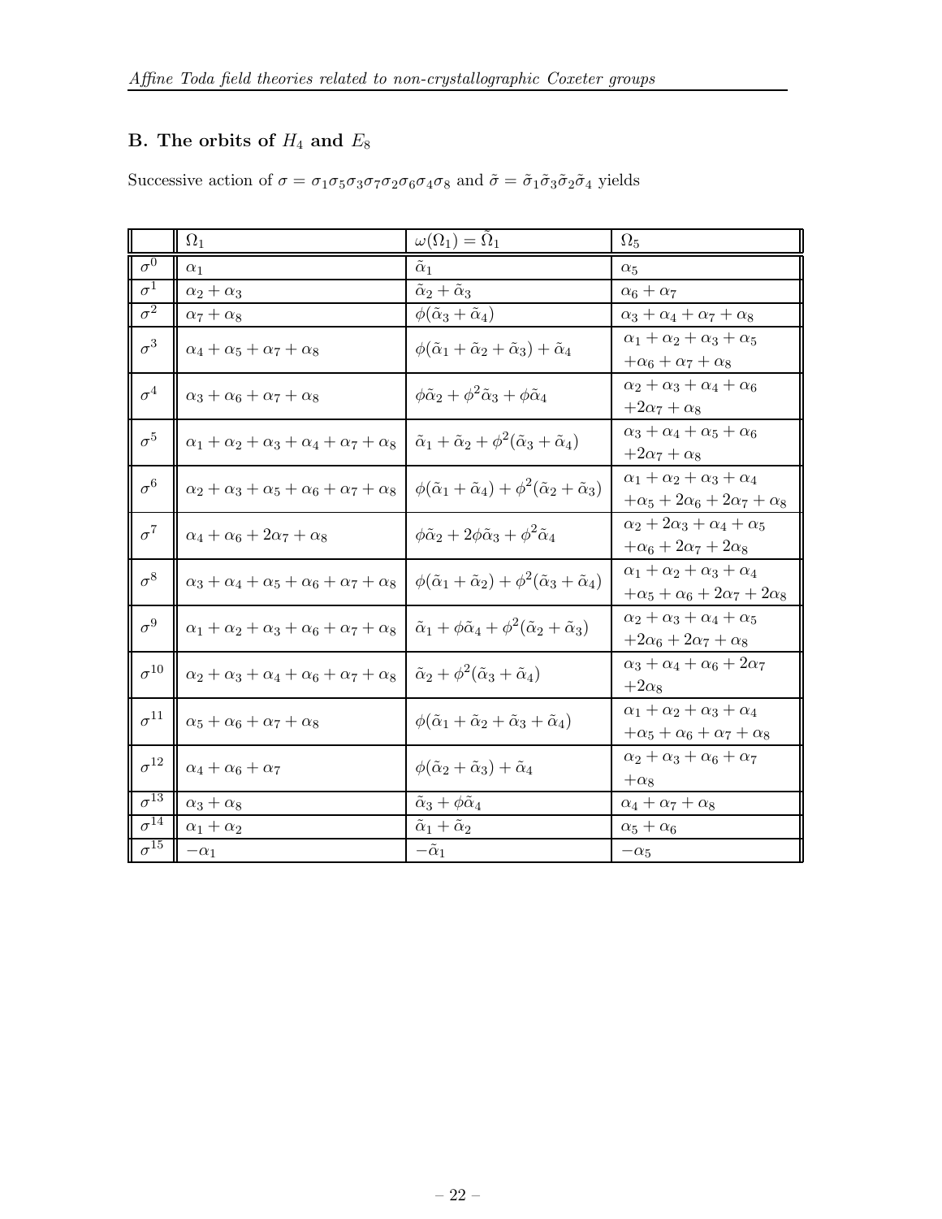## B. The orbits of $H_4$ and $E_8$

Successive action of $\sigma = \sigma_1\sigma_5\sigma_3\sigma_7\sigma_2\sigma_6\sigma_4\sigma_8$ and $\tilde{\sigma} = \tilde{\sigma}_1\tilde{\sigma}_3\tilde{\sigma}_2\tilde{\sigma}_4$ yields

| | $\Omega_1$ | $\omega(\Omega_1) = \tilde{\Omega}_1$ | $\Omega_5$ |
|---|---|---|---|
| $\sigma^0$ | $\alpha_1$ | $\tilde{\alpha}_1$ | $\alpha_5$ |
| $\sigma^1$ | $\alpha_2 + \alpha_3$ | $\tilde{\alpha}_2 + \tilde{\alpha}_3$ | $\alpha_6 + \alpha_7$ |
| $\sigma^2$ | $\alpha_7 + \alpha_8$ | $\phi(\tilde{\alpha}_3 + \tilde{\alpha}_4)$ | $\alpha_3 + \alpha_4 + \alpha_7 + \alpha_8$ |
| $\sigma^3$ | $\alpha_4 + \alpha_5 + \alpha_7 + \alpha_8$ | $\phi(\tilde{\alpha}_1 + \tilde{\alpha}_2 + \tilde{\alpha}_3) + \tilde{\alpha}_4$ | $\alpha_1 + \alpha_2 + \alpha_3 + \alpha_5 + \alpha_6 + \alpha_7 + \alpha_8$ |
| $\sigma^4$ | $\alpha_3 + \alpha_6 + \alpha_7 + \alpha_8$ | $\phi\tilde{\alpha}_2 + \phi^2\tilde{\alpha}_3 + \phi\tilde{\alpha}_4$ | $\alpha_2 + \alpha_3 + \alpha_4 + \alpha_6 + 2\alpha_7 + \alpha_8$ |
| $\sigma^5$ | $\alpha_1 + \alpha_2 + \alpha_3 + \alpha_4 + \alpha_7 + \alpha_8$ | $\tilde{\alpha}_1 + \tilde{\alpha}_2 + \phi^2(\tilde{\alpha}_3 + \tilde{\alpha}_4)$ | $\alpha_3 + \alpha_4 + \alpha_5 + \alpha_6 + 2\alpha_7 + \alpha_8$ |
| $\sigma^6$ | $\alpha_2 + \alpha_3 + \alpha_5 + \alpha_6 + \alpha_7 + \alpha_8$ | $\phi(\tilde{\alpha}_1 + \tilde{\alpha}_4) + \phi^2(\tilde{\alpha}_2 + \tilde{\alpha}_3)$ | $\alpha_1 + \alpha_2 + \alpha_3 + \alpha_4 + \alpha_5 + 2\alpha_6 + 2\alpha_7 + \alpha_8$ |
| $\sigma^7$ | $\alpha_4 + \alpha_6 + 2\alpha_7 + \alpha_8$ | $\phi\tilde{\alpha}_2 + 2\phi\tilde{\alpha}_3 + \phi^2\tilde{\alpha}_4$ | $\alpha_2 + 2\alpha_3 + \alpha_4 + \alpha_5 + \alpha_6 + 2\alpha_7 + 2\alpha_8$ |
| $\sigma^8$ | $\alpha_3 + \alpha_4 + \alpha_5 + \alpha_6 + \alpha_7 + \alpha_8$ | $\phi(\tilde{\alpha}_1 + \tilde{\alpha}_2) + \phi^2(\tilde{\alpha}_3 + \tilde{\alpha}_4)$ | $\alpha_1 + \alpha_2 + \alpha_3 + \alpha_4 + \alpha_5 + \alpha_6 + 2\alpha_7 + 2\alpha_8$ |
| $\sigma^9$ | $\alpha_1 + \alpha_2 + \alpha_3 + \alpha_6 + \alpha_7 + \alpha_8$ | $\tilde{\alpha}_1 + \phi\tilde{\alpha}_4 + \phi^2(\tilde{\alpha}_2 + \tilde{\alpha}_3)$ | $\alpha_2 + \alpha_3 + \alpha_4 + \alpha_5 + 2\alpha_6 + 2\alpha_7 + \alpha_8$ |
| $\sigma^{10}$ | $\alpha_2 + \alpha_3 + \alpha_4 + \alpha_6 + \alpha_7 + \alpha_8$ | $\tilde{\alpha}_2 + \phi^2(\tilde{\alpha}_3 + \tilde{\alpha}_4)$ | $\alpha_3 + \alpha_4 + \alpha_6 + 2\alpha_7 + 2\alpha_8$ |
| $\sigma^{11}$ | $\alpha_5 + \alpha_6 + \alpha_7 + \alpha_8$ | $\phi(\tilde{\alpha}_1 + \tilde{\alpha}_2 + \tilde{\alpha}_3 + \tilde{\alpha}_4)$ | $\alpha_1 + \alpha_2 + \alpha_3 + \alpha_4 + \alpha_5 + \alpha_6 + \alpha_7 + \alpha_8$ |
| $\sigma^{12}$ | $\alpha_4 + \alpha_6 + \alpha_7$ | $\phi(\tilde{\alpha}_2 + \tilde{\alpha}_3) + \tilde{\alpha}_4$ | $\alpha_2 + \alpha_3 + \alpha_6 + \alpha_7 + \alpha_8$ |
| $\sigma^{13}$ | $\alpha_3 + \alpha_8$ | $\tilde{\alpha}_3 + \phi\tilde{\alpha}_4$ | $\alpha_4 + \alpha_7 + \alpha_8$ |
| $\sigma^{14}$ | $\alpha_1 + \alpha_2$ | $\tilde{\alpha}_1 + \tilde{\alpha}_2$ | $\alpha_5 + \alpha_6$ |
| $\sigma^{15}$ | $-\alpha_1$ | $-\tilde{\alpha}_1$ | $-\alpha_5$ |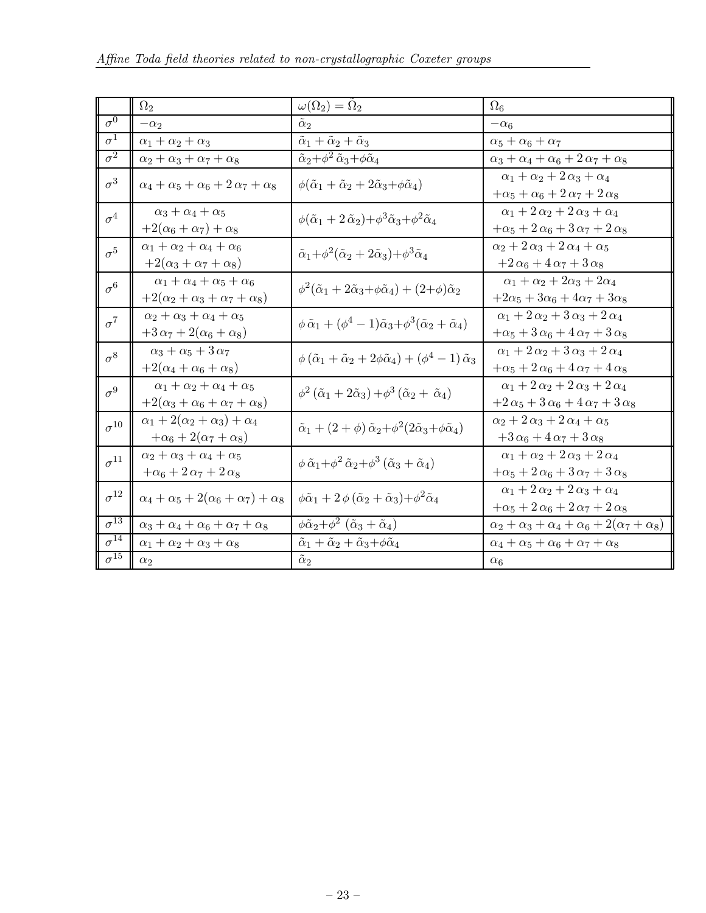| | $\Omega_2$ | $\omega(\Omega_2) = \tilde{\Omega}_2$ | $\Omega_6$ |
|---|---|---|---|
| $\sigma^0$ | $-\alpha_2$ | $\tilde{\alpha}_2$ | $-\alpha_6$ |
| $\sigma^1$ | $\alpha_1 + \alpha_2 + \alpha_3$ | $\tilde{\alpha}_1 + \tilde{\alpha}_2 + \tilde{\alpha}_3$ | $\alpha_5 + \alpha_6 + \alpha_7$ |
| $\sigma^2$ | $\alpha_2 + \alpha_3 + \alpha_7 + \alpha_8$ | $\tilde{\alpha}_2 + \phi^2 \tilde{\alpha}_3 + \phi\tilde{\alpha}_4$ | $\alpha_3 + \alpha_4 + \alpha_6 + 2\,\alpha_7 + \alpha_8$ |
| $\sigma^3$ | $\alpha_4 + \alpha_5 + \alpha_6 + 2\,\alpha_7 + \alpha_8$ | $\phi(\tilde{\alpha}_1 + \tilde{\alpha}_2 + 2\tilde{\alpha}_3 + \phi\tilde{\alpha}_4)$ | $\alpha_1 + \alpha_2 + 2\,\alpha_3 + \alpha_4$ $+\alpha_5 + \alpha_6 + 2\,\alpha_7 + 2\,\alpha_8$ |
| $\sigma^4$ | $\alpha_3 + \alpha_4 + \alpha_5$ $+2(\alpha_6 + \alpha_7) + \alpha_8$ | $\phi(\tilde{\alpha}_1 + 2\,\tilde{\alpha}_2) + \phi^3\tilde{\alpha}_3 + \phi^2\tilde{\alpha}_4$ | $\alpha_1 + 2\,\alpha_2 + 2\,\alpha_3 + \alpha_4$ $+\alpha_5 + 2\,\alpha_6 + 3\,\alpha_7 + 2\,\alpha_8$ |
| $\sigma^5$ | $\alpha_1 + \alpha_2 + \alpha_4 + \alpha_6$ $+2(\alpha_3 + \alpha_7 + \alpha_8)$ | $\tilde{\alpha}_1 + \phi^2(\tilde{\alpha}_2 + 2\tilde{\alpha}_3) + \phi^3\tilde{\alpha}_4$ | $\alpha_2 + 2\,\alpha_3 + 2\,\alpha_4 + \alpha_5$ $+2\,\alpha_6 + 4\,\alpha_7 + 3\,\alpha_8$ |
| $\sigma^6$ | $\alpha_1 + \alpha_4 + \alpha_5 + \alpha_6$ $+2(\alpha_2 + \alpha_3 + \alpha_7 + \alpha_8)$ | $\phi^2(\tilde{\alpha}_1 + 2\tilde{\alpha}_3 + \phi\tilde{\alpha}_4) + (2+\phi)\tilde{\alpha}_2$ | $\alpha_1 + \alpha_2 + 2\alpha_3 + 2\alpha_4$ $+2\alpha_5 + 3\alpha_6 + 4\alpha_7 + 3\alpha_8$ |
| $\sigma^7$ | $\alpha_2 + \alpha_3 + \alpha_4 + \alpha_5$ $+3\,\alpha_7 + 2(\alpha_6 + \alpha_8)$ | $\phi\,\tilde{\alpha}_1 + (\phi^4 - 1)\tilde{\alpha}_3 + \phi^3(\tilde{\alpha}_2 + \tilde{\alpha}_4)$ | $\alpha_1 + 2\,\alpha_2 + 3\,\alpha_3 + 2\,\alpha_4$ $+\alpha_5 + 3\,\alpha_6 + 4\,\alpha_7 + 3\,\alpha_8$ |
| $\sigma^8$ | $\alpha_3 + \alpha_5 + 3\,\alpha_7$ $+2(\alpha_4 + \alpha_6 + \alpha_8)$ | $\phi\,(\tilde{\alpha}_1 + \tilde{\alpha}_2 + 2\phi\tilde{\alpha}_4) + (\phi^4 - 1)\,\tilde{\alpha}_3$ | $\alpha_1 + 2\,\alpha_2 + 3\,\alpha_3 + 2\,\alpha_4$ $+\alpha_5 + 2\,\alpha_6 + 4\,\alpha_7 + 4\,\alpha_8$ |
| $\sigma^9$ | $\alpha_1 + \alpha_2 + \alpha_4 + \alpha_5$ $+2(\alpha_3 + \alpha_6 + \alpha_7 + \alpha_8)$ | $\phi^2\,(\tilde{\alpha}_1 + 2\tilde{\alpha}_3) + \phi^3\,(\tilde{\alpha}_2 + \tilde{\alpha}_4)$ | $\alpha_1 + 2\,\alpha_2 + 2\,\alpha_3 + 2\,\alpha_4$ $+2\,\alpha_5 + 3\,\alpha_6 + 4\,\alpha_7 + 3\,\alpha_8$ |
| $\sigma^{10}$ | $\alpha_1 + 2(\alpha_2 + \alpha_3) + \alpha_4$ $+\alpha_6 + 2(\alpha_7 + \alpha_8)$ | $\tilde{\alpha}_1 + (2 + \phi)\,\tilde{\alpha}_2 + \phi^2(2\tilde{\alpha}_3 + \phi\tilde{\alpha}_4)$ | $\alpha_2 + 2\,\alpha_3 + 2\,\alpha_4 + \alpha_5$ $+3\,\alpha_6 + 4\,\alpha_7 + 3\,\alpha_8$ |
| $\sigma^{11}$ | $\alpha_2 + \alpha_3 + \alpha_4 + \alpha_5$ $+\alpha_6 + 2\,\alpha_7 + 2\,\alpha_8$ | $\phi\,\tilde{\alpha}_1 + \phi^2\,\tilde{\alpha}_2 + \phi^3\,(\tilde{\alpha}_3 + \tilde{\alpha}_4)$ | $\alpha_1 + \alpha_2 + 2\,\alpha_3 + 2\,\alpha_4$ $+\alpha_5 + 2\,\alpha_6 + 3\,\alpha_7 + 3\,\alpha_8$ |
| $\sigma^{12}$ | $\alpha_4 + \alpha_5 + 2(\alpha_6 + \alpha_7) + \alpha_8$ | $\phi\tilde{\alpha}_1 + 2\,\phi\,(\tilde{\alpha}_2 + \tilde{\alpha}_3) + \phi^2\tilde{\alpha}_4$ | $\alpha_1 + 2\,\alpha_2 + 2\,\alpha_3 + \alpha_4$ $+\alpha_5 + 2\,\alpha_6 + 2\,\alpha_7 + 2\,\alpha_8$ |
| $\sigma^{13}$ | $\alpha_3 + \alpha_4 + \alpha_6 + \alpha_7 + \alpha_8$ | $\phi\tilde{\alpha}_2 + \phi^2\,(\tilde{\alpha}_3 + \tilde{\alpha}_4)$ | $\alpha_2 + \alpha_3 + \alpha_4 + \alpha_6 + 2(\alpha_7 + \alpha_8)$ |
| $\sigma^{14}$ | $\alpha_1 + \alpha_2 + \alpha_3 + \alpha_8$ | $\tilde{\alpha}_1 + \tilde{\alpha}_2 + \tilde{\alpha}_3 + \phi\tilde{\alpha}_4$ | $\alpha_4 + \alpha_5 + \alpha_6 + \alpha_7 + \alpha_8$ |
| $\sigma^{15}$ | $\alpha_2$ | $\tilde{\alpha}_2$ | $\alpha_6$ |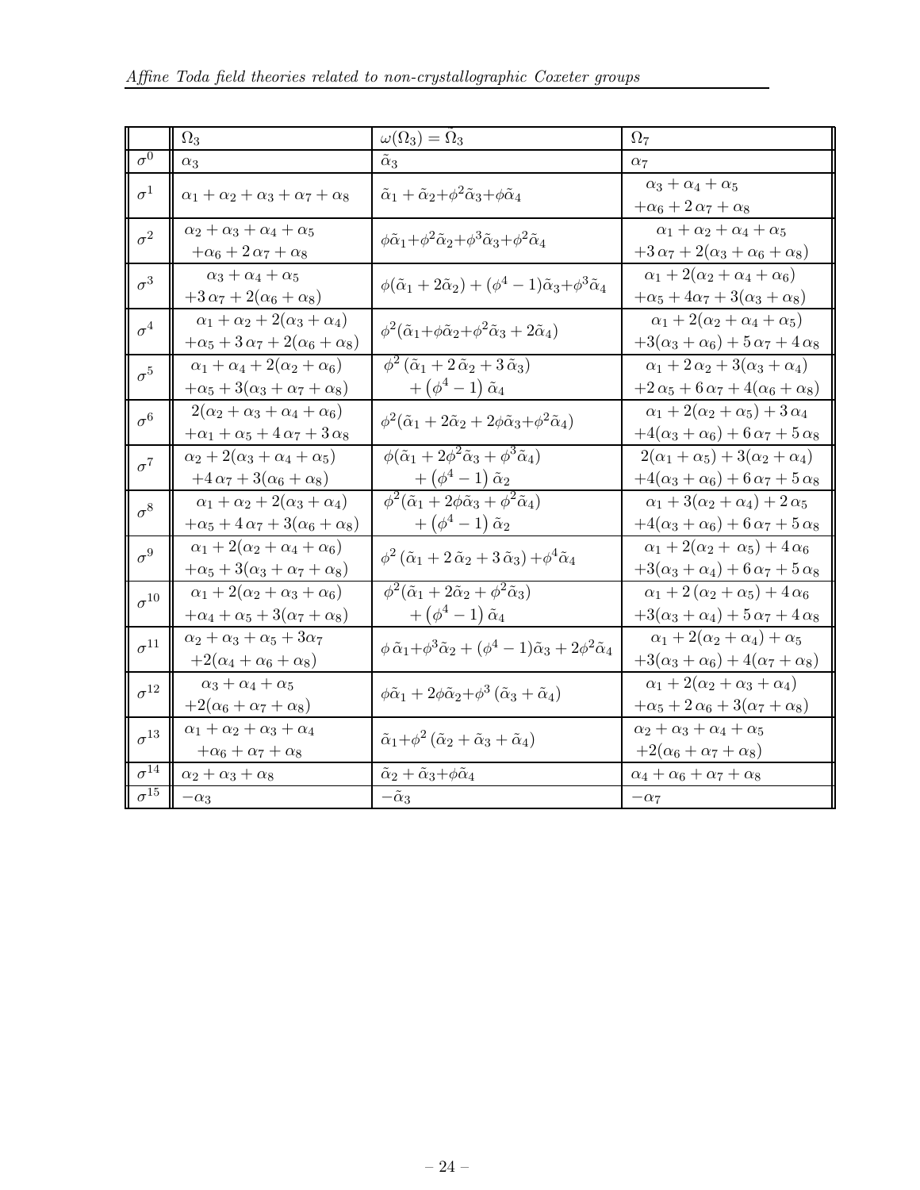|  | $\Omega_3$ | $\omega(\Omega_3) = \tilde{\Omega}_3$ | $\Omega_7$ |
|---|---|---|---|
| $\sigma^0$ | $\alpha_3$ | $\tilde{\alpha}_3$ | $\alpha_7$ |
| $\sigma^1$ | $\alpha_1+\alpha_2+\alpha_3+\alpha_7+\alpha_8$ | $\tilde{\alpha}_1+\tilde{\alpha}_2+\phi^2\tilde{\alpha}_3+\phi\tilde{\alpha}_4$ | $\alpha_3+\alpha_4+\alpha_5$ $+\alpha_6+2\,\alpha_7+\alpha_8$ |
| $\sigma^2$ | $\alpha_2+\alpha_3+\alpha_4+\alpha_5$ $+\alpha_6+2\,\alpha_7+\alpha_8$ | $\phi\tilde{\alpha}_1+\phi^2\tilde{\alpha}_2+\phi^3\tilde{\alpha}_3+\phi^2\tilde{\alpha}_4$ | $\alpha_1+\alpha_2+\alpha_4+\alpha_5$ $+3\,\alpha_7+2(\alpha_3+\alpha_6+\alpha_8)$ |
| $\sigma^3$ | $\alpha_3+\alpha_4+\alpha_5$ $+3\,\alpha_7+2(\alpha_6+\alpha_8)$ | $\phi(\tilde{\alpha}_1+2\tilde{\alpha}_2)+(\phi^4-1)\tilde{\alpha}_3+\phi^3\tilde{\alpha}_4$ | $\alpha_1+2(\alpha_2+\alpha_4+\alpha_6)$ $+\alpha_5+4\alpha_7+3(\alpha_3+\alpha_8)$ |
| $\sigma^4$ | $\alpha_1+\alpha_2+2(\alpha_3+\alpha_4)$ $+\alpha_5+3\,\alpha_7+2(\alpha_6+\alpha_8)$ | $\phi^2(\tilde{\alpha}_1+\phi\tilde{\alpha}_2+\phi^2\tilde{\alpha}_3+2\tilde{\alpha}_4)$ | $\alpha_1+2(\alpha_2+\alpha_4+\alpha_5)$ $+3(\alpha_3+\alpha_6)+5\,\alpha_7+4\,\alpha_8$ |
| $\sigma^5$ | $\alpha_1+\alpha_4+2(\alpha_2+\alpha_6)$ $+\alpha_5+3(\alpha_3+\alpha_7+\alpha_8)$ | $\phi^2\,(\tilde{\alpha}_1+2\,\tilde{\alpha}_2+3\,\tilde{\alpha}_3)$ $+\left(\phi^4-1\right)\tilde{\alpha}_4$ | $\alpha_1+2\,\alpha_2+3(\alpha_3+\alpha_4)$ $+2\,\alpha_5+6\,\alpha_7+4(\alpha_6+\alpha_8)$ |
| $\sigma^6$ | $2(\alpha_2+\alpha_3+\alpha_4+\alpha_6)$ $+\alpha_1+\alpha_5+4\,\alpha_7+3\,\alpha_8$ | $\phi^2(\tilde{\alpha}_1+2\tilde{\alpha}_2+2\phi\tilde{\alpha}_3+\phi^2\tilde{\alpha}_4)$ | $\alpha_1+2(\alpha_2+\alpha_5)+3\,\alpha_4$ $+4(\alpha_3+\alpha_6)+6\,\alpha_7+5\,\alpha_8$ |
| $\sigma^7$ | $\alpha_2+2(\alpha_3+\alpha_4+\alpha_5)$ $+4\,\alpha_7+3(\alpha_6+\alpha_8)$ | $\phi(\tilde{\alpha}_1+2\phi^2\tilde{\alpha}_3+\phi^3\tilde{\alpha}_4)$ $+\left(\phi^4-1\right)\tilde{\alpha}_2$ | $2(\alpha_1+\alpha_5)+3(\alpha_2+\alpha_4)$ $+4(\alpha_3+\alpha_6)+6\,\alpha_7+5\,\alpha_8$ |
| $\sigma^8$ | $\alpha_1+\alpha_2+2(\alpha_3+\alpha_4)$ $+\alpha_5+4\,\alpha_7+3(\alpha_6+\alpha_8)$ | $\phi^2(\tilde{\alpha}_1+2\phi\tilde{\alpha}_3+\phi^2\tilde{\alpha}_4)$ $+\left(\phi^4-1\right)\tilde{\alpha}_2$ | $\alpha_1+3(\alpha_2+\alpha_4)+2\,\alpha_5$ $+4(\alpha_3+\alpha_6)+6\,\alpha_7+5\,\alpha_8$ |
| $\sigma^9$ | $\alpha_1+2(\alpha_2+\alpha_4+\alpha_6)$ $+\alpha_5+3(\alpha_3+\alpha_7+\alpha_8)$ | $\phi^2\,(\tilde{\alpha}_1+2\,\tilde{\alpha}_2+3\,\tilde{\alpha}_3)+\phi^4\tilde{\alpha}_4$ | $\alpha_1+2(\alpha_2+\,\alpha_5)+4\,\alpha_6$ $+3(\alpha_3+\alpha_4)+6\,\alpha_7+5\,\alpha_8$ |
| $\sigma^{10}$ | $\alpha_1+2(\alpha_2+\alpha_3+\alpha_6)$ $+\alpha_4+\alpha_5+3(\alpha_7+\alpha_8)$ | $\phi^2(\tilde{\alpha}_1+2\tilde{\alpha}_2+\phi^2\tilde{\alpha}_3)$ $+\left(\phi^4-1\right)\tilde{\alpha}_4$ | $\alpha_1+2\,(\alpha_2+\alpha_5)+4\,\alpha_6$ $+3(\alpha_3+\alpha_4)+5\,\alpha_7+4\,\alpha_8$ |
| $\sigma^{11}$ | $\alpha_2+\alpha_3+\alpha_5+3\alpha_7$ $+2(\alpha_4+\alpha_6+\alpha_8)$ | $\phi\,\tilde{\alpha}_1+\phi^3\tilde{\alpha}_2+(\phi^4-1)\tilde{\alpha}_3+2\phi^2\tilde{\alpha}_4$ | $\alpha_1+2(\alpha_2+\alpha_4)+\alpha_5$ $+3(\alpha_3+\alpha_6)+4(\alpha_7+\alpha_8)$ |
| $\sigma^{12}$ | $\alpha_3+\alpha_4+\alpha_5$ $+2(\alpha_6+\alpha_7+\alpha_8)$ | $\phi\tilde{\alpha}_1+2\phi\tilde{\alpha}_2+\phi^3\,(\tilde{\alpha}_3+\tilde{\alpha}_4)$ | $\alpha_1+2(\alpha_2+\alpha_3+\alpha_4)$ $+\alpha_5+2\,\alpha_6+3(\alpha_7+\alpha_8)$ |
| $\sigma^{13}$ | $\alpha_1+\alpha_2+\alpha_3+\alpha_4$ $+\alpha_6+\alpha_7+\alpha_8$ | $\tilde{\alpha}_1+\phi^2\,(\tilde{\alpha}_2+\tilde{\alpha}_3+\tilde{\alpha}_4)$ | $\alpha_2+\alpha_3+\alpha_4+\alpha_5$ $+2(\alpha_6+\alpha_7+\alpha_8)$ |
| $\sigma^{14}$ | $\alpha_2+\alpha_3+\alpha_8$ | $\tilde{\alpha}_2+\tilde{\alpha}_3+\phi\tilde{\alpha}_4$ | $\alpha_4+\alpha_6+\alpha_7+\alpha_8$ |
| $\sigma^{15}$ | $-\alpha_3$ | $-\tilde{\alpha}_3$ | $-\alpha_7$ |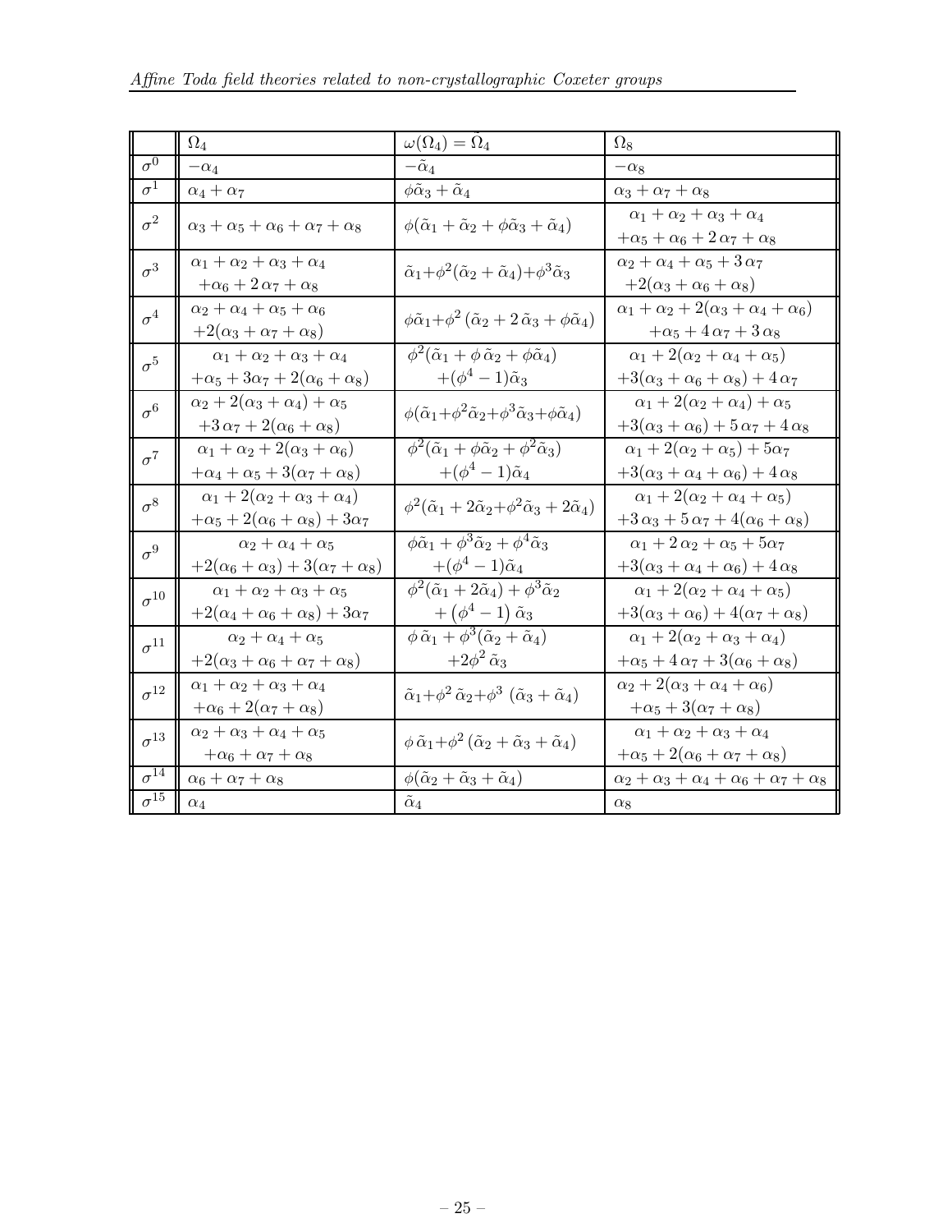| | $\Omega_4$ | $\omega(\Omega_4) = \tilde{\Omega}_4$ | $\Omega_8$ |
|---|---|---|---|
| $\sigma^0$ | $-\alpha_4$ | $-\tilde{\alpha}_4$ | $-\alpha_8$ |
| $\sigma^1$ | $\alpha_4 + \alpha_7$ | $\phi\tilde{\alpha}_3 + \tilde{\alpha}_4$ | $\alpha_3 + \alpha_7 + \alpha_8$ |
| $\sigma^2$ | $\alpha_3 + \alpha_5 + \alpha_6 + \alpha_7 + \alpha_8$ | $\phi(\tilde{\alpha}_1 + \tilde{\alpha}_2 + \phi\tilde{\alpha}_3 + \tilde{\alpha}_4)$ | $\alpha_1 + \alpha_2 + \alpha_3 + \alpha_4$ $+\alpha_5 + \alpha_6 + 2\,\alpha_7 + \alpha_8$ |
| $\sigma^3$ | $\alpha_1 + \alpha_2 + \alpha_3 + \alpha_4$ $+\alpha_6 + 2\,\alpha_7 + \alpha_8$ | $\tilde{\alpha}_1 + \phi^2(\tilde{\alpha}_2 + \tilde{\alpha}_4) + \phi^3\tilde{\alpha}_3$ | $\alpha_2 + \alpha_4 + \alpha_5 + 3\,\alpha_7$ $+2(\alpha_3 + \alpha_6 + \alpha_8)$ |
| $\sigma^4$ | $\alpha_2 + \alpha_4 + \alpha_5 + \alpha_6$ $+2(\alpha_3 + \alpha_7 + \alpha_8)$ | $\phi\tilde{\alpha}_1 + \phi^2\,(\tilde{\alpha}_2 + 2\,\tilde{\alpha}_3 + \phi\tilde{\alpha}_4)$ | $\alpha_1 + \alpha_2 + 2(\alpha_3 + \alpha_4 + \alpha_6)$ $+\alpha_5 + 4\,\alpha_7 + 3\,\alpha_8$ |
| $\sigma^5$ | $\alpha_1 + \alpha_2 + \alpha_3 + \alpha_4$ $+\alpha_5 + 3\alpha_7 + 2(\alpha_6 + \alpha_8)$ | $\phi^2(\tilde{\alpha}_1 + \phi\,\tilde{\alpha}_2 + \phi\tilde{\alpha}_4)$ $+(\phi^4 - 1)\tilde{\alpha}_3$ | $\alpha_1 + 2(\alpha_2 + \alpha_4 + \alpha_5)$ $+3(\alpha_3 + \alpha_6 + \alpha_8) + 4\,\alpha_7$ |
| $\sigma^6$ | $\alpha_2 + 2(\alpha_3 + \alpha_4) + \alpha_5$ $+3\,\alpha_7 + 2(\alpha_6 + \alpha_8)$ | $\phi(\tilde{\alpha}_1 + \phi^2\tilde{\alpha}_2 + \phi^3\tilde{\alpha}_3 + \phi\tilde{\alpha}_4)$ | $\alpha_1 + 2(\alpha_2 + \alpha_4) + \alpha_5$ $+3(\alpha_3 + \alpha_6) + 5\,\alpha_7 + 4\,\alpha_8$ |
| $\sigma^7$ | $\alpha_1 + \alpha_2 + 2(\alpha_3 + \alpha_6)$ $+\alpha_4 + \alpha_5 + 3(\alpha_7 + \alpha_8)$ | $\phi^2(\tilde{\alpha}_1 + \phi\tilde{\alpha}_2 + \phi^2\tilde{\alpha}_3)$ $+(\phi^4 - 1)\tilde{\alpha}_4$ | $\alpha_1 + 2(\alpha_2 + \alpha_5) + 5\alpha_7$ $+3(\alpha_3 + \alpha_4 + \alpha_6) + 4\,\alpha_8$ |
| $\sigma^8$ | $\alpha_1 + 2(\alpha_2 + \alpha_3 + \alpha_4)$ $+\alpha_5 + 2(\alpha_6 + \alpha_8) + 3\alpha_7$ | $\phi^2(\tilde{\alpha}_1 + 2\tilde{\alpha}_2 + \phi^2\tilde{\alpha}_3 + 2\tilde{\alpha}_4)$ | $\alpha_1 + 2(\alpha_2 + \alpha_4 + \alpha_5)$ $+3\,\alpha_3 + 5\,\alpha_7 + 4(\alpha_6 + \alpha_8)$ |
| $\sigma^9$ | $\alpha_2 + \alpha_4 + \alpha_5$ $+2(\alpha_6 + \alpha_3) + 3(\alpha_7 + \alpha_8)$ | $\phi\tilde{\alpha}_1 + \phi^3\tilde{\alpha}_2 + \phi^4\tilde{\alpha}_3$ $+(\phi^4 - 1)\tilde{\alpha}_4$ | $\alpha_1 + 2\,\alpha_2 + \alpha_5 + 5\alpha_7$ $+3(\alpha_3 + \alpha_4 + \alpha_6) + 4\,\alpha_8$ |
| $\sigma^{10}$ | $\alpha_1 + \alpha_2 + \alpha_3 + \alpha_5$ $+2(\alpha_4 + \alpha_6 + \alpha_8) + 3\alpha_7$ | $\phi^2(\tilde{\alpha}_1 + 2\tilde{\alpha}_4) + \phi^3\tilde{\alpha}_2$ $+\left(\phi^4 - 1\right)\tilde{\alpha}_3$ | $\alpha_1 + 2(\alpha_2 + \alpha_4 + \alpha_5)$ $+3(\alpha_3 + \alpha_6) + 4(\alpha_7 + \alpha_8)$ |
| $\sigma^{11}$ | $\alpha_2 + \alpha_4 + \alpha_5$ $+2(\alpha_3 + \alpha_6 + \alpha_7 + \alpha_8)$ | $\phi\,\tilde{\alpha}_1 + \phi^3(\tilde{\alpha}_2 + \tilde{\alpha}_4)$ $+2\phi^2\,\tilde{\alpha}_3$ | $\alpha_1 + 2(\alpha_2 + \alpha_3 + \alpha_4)$ $+\alpha_5 + 4\,\alpha_7 + 3(\alpha_6 + \alpha_8)$ |
| $\sigma^{12}$ | $\alpha_1 + \alpha_2 + \alpha_3 + \alpha_4$ $+\alpha_6 + 2(\alpha_7 + \alpha_8)$ | $\tilde{\alpha}_1 + \phi^2\,\tilde{\alpha}_2 + \phi^3\,(\tilde{\alpha}_3 + \tilde{\alpha}_4)$ | $\alpha_2 + 2(\alpha_3 + \alpha_4 + \alpha_6)$ $+\alpha_5 + 3(\alpha_7 + \alpha_8)$ |
| $\sigma^{13}$ | $\alpha_2 + \alpha_3 + \alpha_4 + \alpha_5$ $+\alpha_6 + \alpha_7 + \alpha_8$ | $\phi\,\tilde{\alpha}_1 + \phi^2\,(\tilde{\alpha}_2 + \tilde{\alpha}_3 + \tilde{\alpha}_4)$ | $\alpha_1 + \alpha_2 + \alpha_3 + \alpha_4$ $+\alpha_5 + 2(\alpha_6 + \alpha_7 + \alpha_8)$ |
| $\sigma^{14}$ | $\alpha_6 + \alpha_7 + \alpha_8$ | $\phi(\tilde{\alpha}_2 + \tilde{\alpha}_3 + \tilde{\alpha}_4)$ | $\alpha_2 + \alpha_3 + \alpha_4 + \alpha_6 + \alpha_7 + \alpha_8$ |
| $\sigma^{15}$ | $\alpha_4$ | $\tilde{\alpha}_4$ | $\alpha_8$ |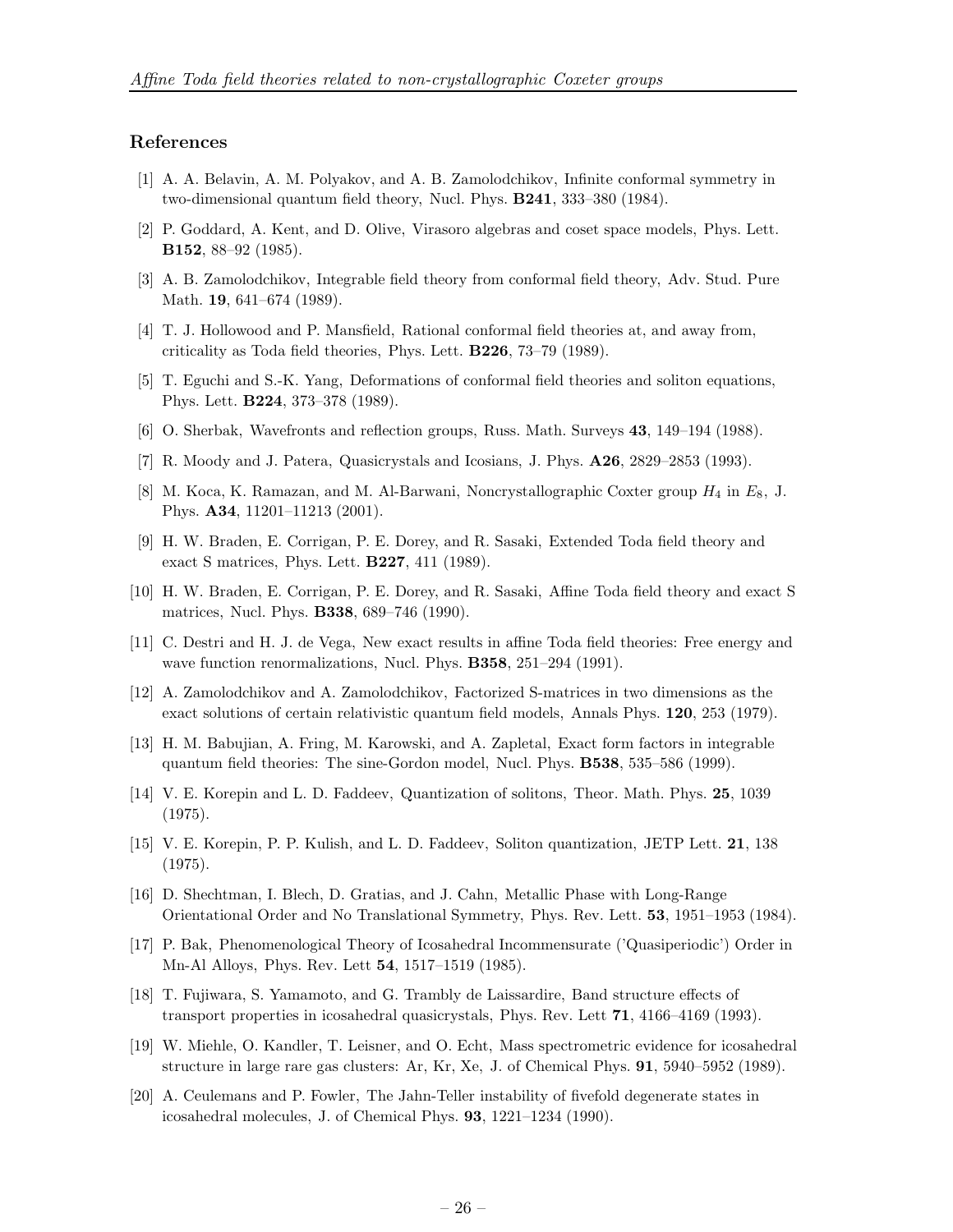## References

[1] A. A. Belavin, A. M. Polyakov, and A. B. Zamolodchikov, Infinite conformal symmetry in two-dimensional quantum field theory, Nucl. Phys. **B241**, 333–380 (1984).

[2] P. Goddard, A. Kent, and D. Olive, Virasoro algebras and coset space models, Phys. Lett. **B152**, 88–92 (1985).

[3] A. B. Zamolodchikov, Integrable field theory from conformal field theory, Adv. Stud. Pure Math. **19**, 641–674 (1989).

[4] T. J. Hollowood and P. Mansfield, Rational conformal field theories at, and away from, criticality as Toda field theories, Phys. Lett. **B226**, 73–79 (1989).

[5] T. Eguchi and S.-K. Yang, Deformations of conformal field theories and soliton equations, Phys. Lett. **B224**, 373–378 (1989).

[6] O. Sherbak, Wavefronts and reflection groups, Russ. Math. Surveys **43**, 149–194 (1988).

[7] R. Moody and J. Patera, Quasicrystals and Icosians, J. Phys. **A26**, 2829–2853 (1993).

[8] M. Koca, K. Ramazan, and M. Al-Barwani, Noncrystallographic Coxter group $H_4$ in $E_8$, J. Phys. **A34**, 11201–11213 (2001).

[9] H. W. Braden, E. Corrigan, P. E. Dorey, and R. Sasaki, Extended Toda field theory and exact S matrices, Phys. Lett. **B227**, 411 (1989).

[10] H. W. Braden, E. Corrigan, P. E. Dorey, and R. Sasaki, Affine Toda field theory and exact S matrices, Nucl. Phys. **B338**, 689–746 (1990).

[11] C. Destri and H. J. de Vega, New exact results in affine Toda field theories: Free energy and wave function renormalizations, Nucl. Phys. **B358**, 251–294 (1991).

[12] A. Zamolodchikov and A. Zamolodchikov, Factorized S-matrices in two dimensions as the exact solutions of certain relativistic quantum field models, Annals Phys. **120**, 253 (1979).

[13] H. M. Babujian, A. Fring, M. Karowski, and A. Zapletal, Exact form factors in integrable quantum field theories: The sine-Gordon model, Nucl. Phys. **B538**, 535–586 (1999).

[14] V. E. Korepin and L. D. Faddeev, Quantization of solitons, Theor. Math. Phys. **25**, 1039 (1975).

[15] V. E. Korepin, P. P. Kulish, and L. D. Faddeev, Soliton quantization, JETP Lett. **21**, 138 (1975).

[16] D. Shechtman, I. Blech, D. Gratias, and J. Cahn, Metallic Phase with Long-Range Orientational Order and No Translational Symmetry, Phys. Rev. Lett. **53**, 1951–1953 (1984).

[17] P. Bak, Phenomenological Theory of Icosahedral Incommensurate ('Quasiperiodic') Order in Mn-Al Alloys, Phys. Rev. Lett **54**, 1517–1519 (1985).

[18] T. Fujiwara, S. Yamamoto, and G. Trambly de Laissardire, Band structure effects of transport properties in icosahedral quasicrystals, Phys. Rev. Lett **71**, 4166–4169 (1993).

[19] W. Miehle, O. Kandler, T. Leisner, and O. Echt, Mass spectrometric evidence for icosahedral structure in large rare gas clusters: Ar, Kr, Xe, J. of Chemical Phys. **91**, 5940–5952 (1989).

[20] A. Ceulemans and P. Fowler, The Jahn-Teller instability of fivefold degenerate states in icosahedral molecules, J. of Chemical Phys. **93**, 1221–1234 (1990).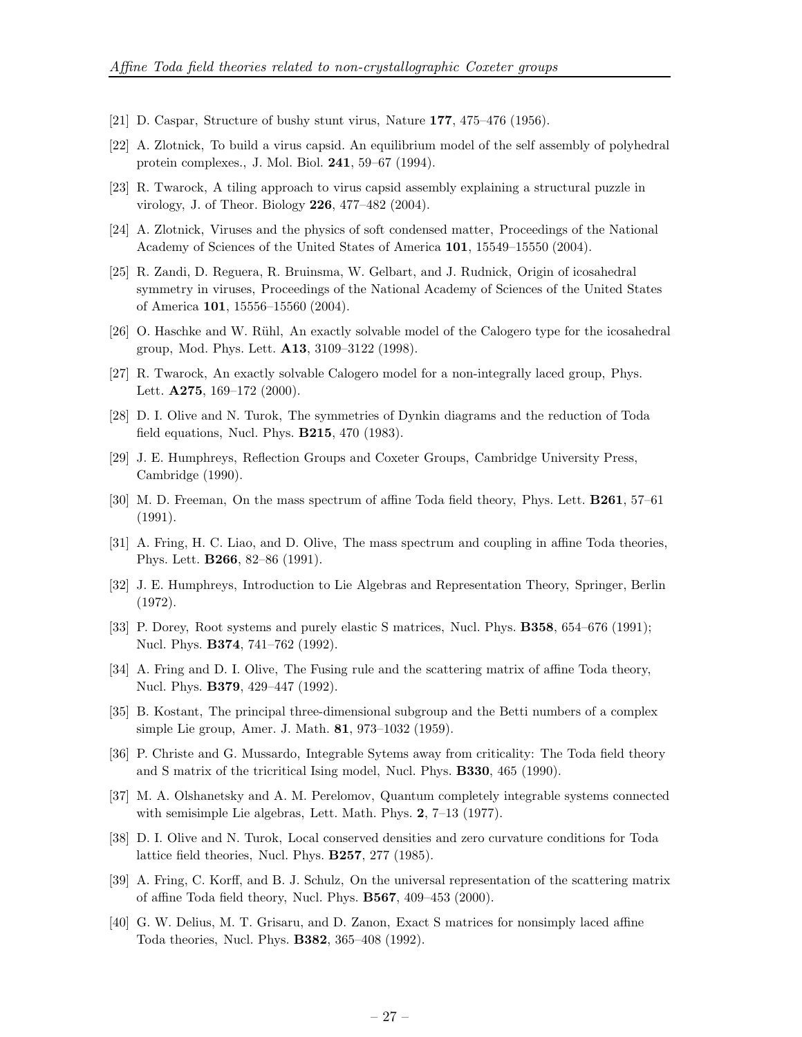[21] D. Caspar, Structure of bushy stunt virus, Nature **177**, 475–476 (1956).

[22] A. Zlotnick, To build a virus capsid. An equilibrium model of the self assembly of polyhedral protein complexes., J. Mol. Biol. **241**, 59–67 (1994).

[23] R. Twarock, A tiling approach to virus capsid assembly explaining a structural puzzle in virology, J. of Theor. Biology **226**, 477–482 (2004).

[24] A. Zlotnick, Viruses and the physics of soft condensed matter, Proceedings of the National Academy of Sciences of the United States of America **101**, 15549–15550 (2004).

[25] R. Zandi, D. Reguera, R. Bruinsma, W. Gelbart, and J. Rudnick, Origin of icosahedral symmetry in viruses, Proceedings of the National Academy of Sciences of the United States of America **101**, 15556–15560 (2004).

[26] O. Haschke and W. Rühl, An exactly solvable model of the Calogero type for the icosahedral group, Mod. Phys. Lett. **A13**, 3109–3122 (1998).

[27] R. Twarock, An exactly solvable Calogero model for a non-integrally laced group, Phys. Lett. **A275**, 169–172 (2000).

[28] D. I. Olive and N. Turok, The symmetries of Dynkin diagrams and the reduction of Toda field equations, Nucl. Phys. **B215**, 470 (1983).

[29] J. E. Humphreys, Reflection Groups and Coxeter Groups, Cambridge University Press, Cambridge (1990).

[30] M. D. Freeman, On the mass spectrum of affine Toda field theory, Phys. Lett. **B261**, 57–61 (1991).

[31] A. Fring, H. C. Liao, and D. Olive, The mass spectrum and coupling in affine Toda theories, Phys. Lett. **B266**, 82–86 (1991).

[32] J. E. Humphreys, Introduction to Lie Algebras and Representation Theory, Springer, Berlin (1972).

[33] P. Dorey, Root systems and purely elastic S matrices, Nucl. Phys. **B358**, 654–676 (1991); Nucl. Phys. **B374**, 741–762 (1992).

[34] A. Fring and D. I. Olive, The Fusing rule and the scattering matrix of affine Toda theory, Nucl. Phys. **B379**, 429–447 (1992).

[35] B. Kostant, The principal three-dimensional subgroup and the Betti numbers of a complex simple Lie group, Amer. J. Math. **81**, 973–1032 (1959).

[36] P. Christe and G. Mussardo, Integrable Sytems away from criticality: The Toda field theory and S matrix of the tricritical Ising model, Nucl. Phys. **B330**, 465 (1990).

[37] M. A. Olshanetsky and A. M. Perelomov, Quantum completely integrable systems connected with semisimple Lie algebras, Lett. Math. Phys. **2**, 7–13 (1977).

[38] D. I. Olive and N. Turok, Local conserved densities and zero curvature conditions for Toda lattice field theories, Nucl. Phys. **B257**, 277 (1985).

[39] A. Fring, C. Korff, and B. J. Schulz, On the universal representation of the scattering matrix of affine Toda field theory, Nucl. Phys. **B567**, 409–453 (2000).

[40] G. W. Delius, M. T. Grisaru, and D. Zanon, Exact S matrices for nonsimply laced affine Toda theories, Nucl. Phys. **B382**, 365–408 (1992).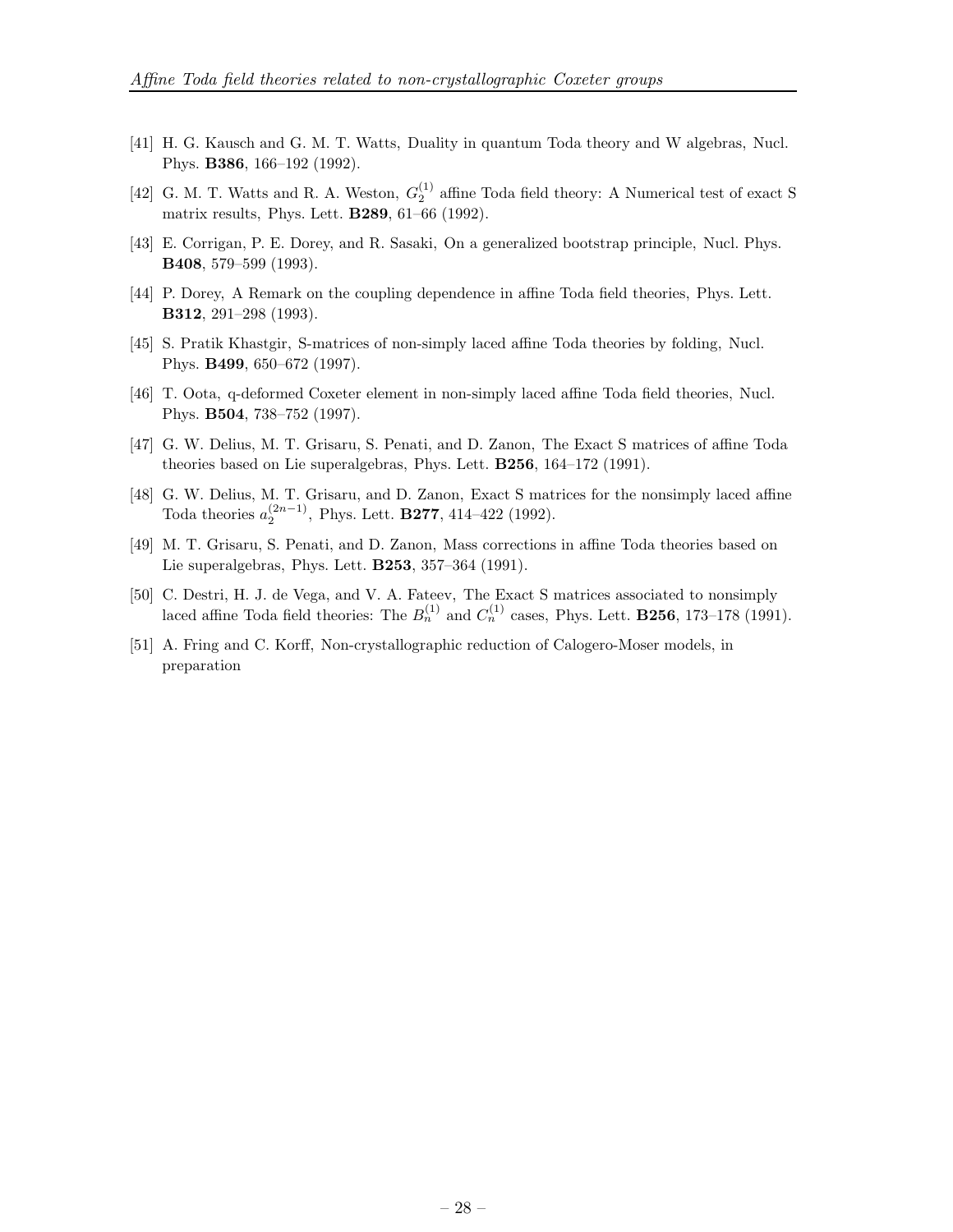[41] H. G. Kausch and G. M. T. Watts, Duality in quantum Toda theory and W algebras, Nucl. Phys. **B386**, 166–192 (1992).

[42] G. M. T. Watts and R. A. Weston, $G_2^{(1)}$ affine Toda field theory: A Numerical test of exact S matrix results, Phys. Lett. **B289**, 61–66 (1992).

[43] E. Corrigan, P. E. Dorey, and R. Sasaki, On a generalized bootstrap principle, Nucl. Phys. **B408**, 579–599 (1993).

[44] P. Dorey, A Remark on the coupling dependence in affine Toda field theories, Phys. Lett. **B312**, 291–298 (1993).

[45] S. Pratik Khastgir, S-matrices of non-simply laced affine Toda theories by folding, Nucl. Phys. **B499**, 650–672 (1997).

[46] T. Oota, q-deformed Coxeter element in non-simply laced affine Toda field theories, Nucl. Phys. **B504**, 738–752 (1997).

[47] G. W. Delius, M. T. Grisaru, S. Penati, and D. Zanon, The Exact S matrices of affine Toda theories based on Lie superalgebras, Phys. Lett. **B256**, 164–172 (1991).

[48] G. W. Delius, M. T. Grisaru, and D. Zanon, Exact S matrices for the nonsimply laced affine Toda theories $a_2^{(2n-1)}$, Phys. Lett. **B277**, 414–422 (1992).

[49] M. T. Grisaru, S. Penati, and D. Zanon, Mass corrections in affine Toda theories based on Lie superalgebras, Phys. Lett. **B253**, 357–364 (1991).

[50] C. Destri, H. J. de Vega, and V. A. Fateev, The Exact S matrices associated to nonsimply laced affine Toda field theories: The $B_n^{(1)}$ and $C_n^{(1)}$ cases, Phys. Lett. **B256**, 173–178 (1991).

[51] A. Fring and C. Korff, Non-crystallographic reduction of Calogero-Moser models, in preparation